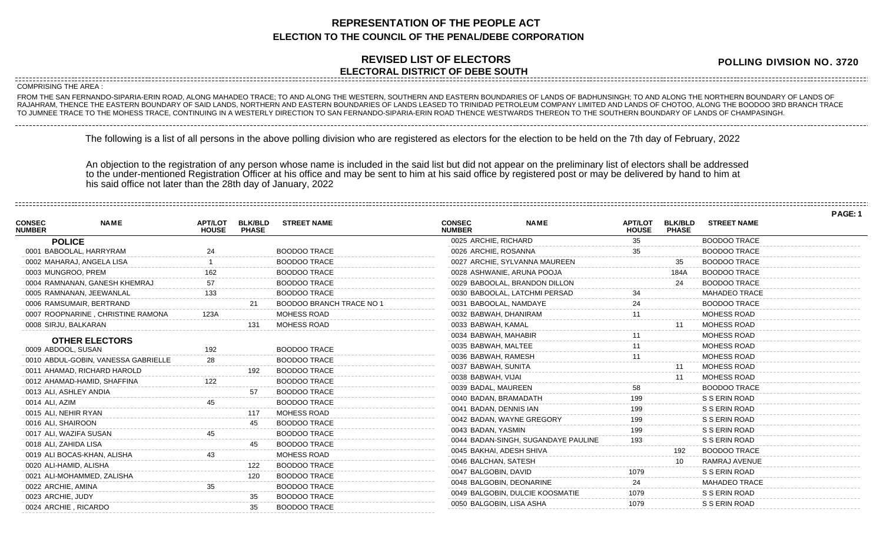# REPRESENTATION OF THE PEOPLE ACT
## ELECTION TO THE COUNCIL OF THE PENAL/DEBE CORPORATION

## REVISED LIST OF ELECTORS
## ELECTORAL DISTRICT OF DEBE SOUTH

**POLLING DIVISION NO. 3720**

COMPRISING THE AREA :

FROM THE SAN FERNANDO-SIPARIA-ERIN ROAD, ALONG MAHADEO TRACE; TO AND ALONG THE WESTERN, SOUTHERN AND EASTERN BOUNDARIES OF LANDS OF BADHUNSINGH; TO AND ALONG THE NORTHERN BOUNDARY OF LANDS OF RAJAHRAM, THENCE THE EASTERN BOUNDARY OF SAID LANDS, NORTHERN AND EASTERN BOUNDARIES OF LANDS LEASED TO TRINIDAD PETROLEUM COMPANY LIMITED AND LANDS OF CHOTOO, ALONG THE BOODOO 3RD BRANCH TRACE TO JUMNEE TRACE TO THE MOHESS TRACE, CONTINUING IN A WESTERLY DIRECTION TO SAN FERNANDO-SIPARIA-ERIN ROAD THENCE WESTWARDS THEREON TO THE SOUTHERN BOUNDARY OF LANDS OF CHAMPASINGH.

The following is a list of all persons in the above polling division who are registered as electors for the election to be held on the 7th day of February, 2022

An objection to the registration of any person whose name is included in the said list but did not appear on the preliminary list of electors shall be addressed to the under-mentioned Registration Officer at his office and may be sent to him at his said office by registered post or may be delivered by hand to him at his said office not later than the 28th day of January, 2022

| CONSEC NUMBER | NAME | APT/LOT HOUSE | BLK/BLD PHASE | STREET NAME |
|---|---|---|---|---|
| | **POLICE** | | | |
| 0001 | BABOOLAL, HARRYRAM | 24 | | BOODOO TRACE |
| 0002 | MAHARAJ, ANGELA LISA | 1 | | BOODOO TRACE |
| 0003 | MUNGROO, PREM | 162 | | BOODOO TRACE |
| 0004 | RAMNANAN, GANESH KHEMRAJ | 57 | | BOODOO TRACE |
| 0005 | RAMNANAN, JEEWANLAL | 133 | | BOODOO TRACE |
| 0006 | RAMSUMAIR, BERTRAND | | 21 | BOODOO BRANCH TRACE NO 1 |
| 0007 | ROOPNARINE , CHRISTINE RAMONA | 123A | | MOHESS ROAD |
| 0008 | SIRJU, BALKARAN | | 131 | MOHESS ROAD |
| | **OTHER ELECTORS** | | | |
| 0009 | ABDOOL, SUSAN | 192 | | BOODOO TRACE |
| 0010 | ABDUL-GOBIN, VANESSA GABRIELLE | 28 | | BOODOO TRACE |
| 0011 | AHAMAD, RICHARD HAROLD | | 192 | BOODOO TRACE |
| 0012 | AHAMAD-HAMID, SHAFFINA | 122 | | BOODOO TRACE |
| 0013 | ALI, ASHLEY ANDIA | | 57 | BOODOO TRACE |
| 0014 | ALI, AZIM | 45 | | BOODOO TRACE |
| 0015 | ALI, NEHIR RYAN | | 117 | MOHESS ROAD |
| 0016 | ALI, SHAIROON | | 45 | BOODOO TRACE |
| 0017 | ALI, WAZIFA SUSAN | 45 | | BOODOO TRACE |
| 0018 | ALI, ZAHIDA LISA | | 45 | BOODOO TRACE |
| 0019 | ALI BOCAS-KHAN, ALISHA | 43 | | MOHESS ROAD |
| 0020 | ALI-HAMID, ALISHA | | 122 | BOODOO TRACE |
| 0021 | ALI-MOHAMMED, ZALISHA | | 120 | BOODOO TRACE |
| 0022 | ARCHIE, AMINA | 35 | | BOODOO TRACE |
| 0023 | ARCHIE, JUDY | | 35 | BOODOO TRACE |
| 0024 | ARCHIE , RICARDO | | 35 | BOODOO TRACE |
| 0025 | ARCHIE, RICHARD | 35 | | BOODOO TRACE |
| 0026 | ARCHIE, ROSANNA | 35 | | BOODOO TRACE |
| 0027 | ARCHIE, SYLVANNA MAUREEN | | 35 | BOODOO TRACE |
| 0028 | ASHWANIE, ARUNA POOJA | | 184A | BOODOO TRACE |
| 0029 | BABOOLAL, BRANDON DILLON | | 24 | BOODOO TRACE |
| 0030 | BABOOLAL, LATCHMI PERSAD | 34 | | MAHADEO TRACE |
| 0031 | BABOOLAL, NAMDAYE | 24 | | BOODOO TRACE |
| 0032 | BABWAH, DHANIRAM | 11 | | MOHESS ROAD |
| 0033 | BABWAH, KAMAL | | 11 | MOHESS ROAD |
| 0034 | BABWAH, MAHABIR | 11 | | MOHESS ROAD |
| 0035 | BABWAH, MALTEE | 11 | | MOHESS ROAD |
| 0036 | BABWAH, RAMESH | 11 | | MOHESS ROAD |
| 0037 | BABWAH, SUNITA | | 11 | MOHESS ROAD |
| 0038 | BABWAH, VIJAI | | 11 | MOHESS ROAD |
| 0039 | BADAL, MAUREEN | 58 | | BOODOO TRACE |
| 0040 | BADAN, BRAMADATH | 199 | | S S ERIN ROAD |
| 0041 | BADAN, DENNIS IAN | 199 | | S S ERIN ROAD |
| 0042 | BADAN, WAYNE GREGORY | 199 | | S S ERIN ROAD |
| 0043 | BADAN, YASMIN | 199 | | S S ERIN ROAD |
| 0044 | BADAN-SINGH, SUGANDAYE PAULINE | 193 | | S S ERIN ROAD |
| 0045 | BAKHAI, ADESH SHIVA | | 192 | BOODOO TRACE |
| 0046 | BALCHAN, SATESH | | 10 | RAMRAJ AVENUE |
| 0047 | BALGOBIN, DAVID | 1079 | | S S ERIN ROAD |
| 0048 | BALGOBIN, DEONARINE | 24 | | MAHADEO TRACE |
| 0049 | BALGOBIN, DULCIE KOOSMATIE | 1079 | | S S ERIN ROAD |
| 0050 | BALGOBIN, LISA ASHA | 1079 | | S S ERIN ROAD |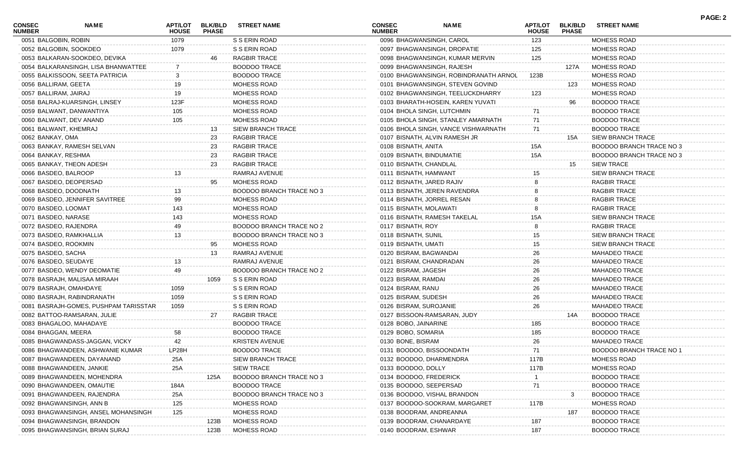| CONSEC NUMBER | NAME | APT/LOT HOUSE | BLK/BLD PHASE | STREET NAME |
|---|---|---|---|---|
| 0051 | BALGOBIN, ROBIN | 1079 | | S S ERIN ROAD |
| 0052 | BALGOBIN, SOOKDEO | 1079 | | S S ERIN ROAD |
| 0053 | BALKARAN-SOOKDEO, DEVIKA | | 46 | RAGBIR TRACE |
| 0054 | BALKARANSINGH, LISA BHANWATTEE | 7 | | BOODOO TRACE |
| 0055 | BALKISSOON, SEETA PATRICIA | 3 | | BOODOO TRACE |
| 0056 | BALLIRAM, GEETA | 19 | | MOHESS ROAD |
| 0057 | BALLIRAM, JAIRAJ | 19 | | MOHESS ROAD |
| 0058 | BALRAJ-KUARSINGH, LINSEY | 123F | | MOHESS ROAD |
| 0059 | BALWANT, DANWANTIYA | 105 | | MOHESS ROAD |
| 0060 | BALWANT, DEV ANAND | 105 | | MOHESS ROAD |
| 0061 | BALWANT, KHEMRAJ | | 13 | SIEW BRANCH TRACE |
| 0062 | BANKAY, OMA | | 23 | RAGBIR TRACE |
| 0063 | BANKAY, RAMESH SELVAN | | 23 | RAGBIR TRACE |
| 0064 | BANKAY, RESHMA | | 23 | RAGBIR TRACE |
| 0065 | BANKAY, THEON ADESH | | 23 | RAGBIR TRACE |
| 0066 | BASDEO, BALROOP | 13 | | RAMRAJ AVENUE |
| 0067 | BASDEO, DEOPERSAD | | 95 | MOHESS ROAD |
| 0068 | BASDEO, DOODNATH | 13 | | BOODOO BRANCH TRACE NO 3 |
| 0069 | BASDEO, JENNIFER SAVITREE | 99 | | MOHESS ROAD |
| 0070 | BASDEO, LOOMAT | 143 | | MOHESS ROAD |
| 0071 | BASDEO, NARASE | 143 | | MOHESS ROAD |
| 0072 | BASDEO, RAJENDRA | 49 | | BOODOO BRANCH TRACE NO 2 |
| 0073 | BASDEO, RAMKHALLIA | 13 | | BOODOO BRANCH TRACE NO 3 |
| 0074 | BASDEO, ROOKMIN | | 95 | MOHESS ROAD |
| 0075 | BASDEO, SACHA | | 13 | RAMRAJ AVENUE |
| 0076 | BASDEO, SEUDAYE | 13 | | RAMRAJ AVENUE |
| 0077 | BASDEO, WENDY DEOMATIE | 49 | | BOODOO BRANCH TRACE NO 2 |
| 0078 | BASRAJH, MALISAA MIRAAH | | 1059 | S S ERIN ROAD |
| 0079 | BASRAJH, OMAHDAYE | 1059 | | S S ERIN ROAD |
| 0080 | BASRAJH, RABINDRANATH | 1059 | | S S ERIN ROAD |
| 0081 | BASRAJH-GOMES, PUSHPAM TARISSTAR | 1059 | | S S ERIN ROAD |
| 0082 | BATTOO-RAMSARAN, JULIE | | 27 | RAGBIR TRACE |
| 0083 | BHAGALOO, MAHADAYE | | | BOODOO TRACE |
| 0084 | BHAGGAN, MEERA | 58 | | BOODOO TRACE |
| 0085 | BHAGWANDASS-JAGGAN, VICKY | 42 | | KRISTEN AVENUE |
| 0086 | BHAGWANDEEN, ASHWANIE KUMAR | LP28H | | BOODOO TRACE |
| 0087 | BHAGWANDEEN, DAYANAND | 25A | | SIEW BRANCH TRACE |
| 0088 | BHAGWANDEEN, JANKIE | 25A | | SIEW TRACE |
| 0089 | BHAGWANDEEN, MOHENDRA | | 125A | BOODOO BRANCH TRACE NO 3 |
| 0090 | BHAGWANDEEN, OMAUTIE | 184A | | BOODOO TRACE |
| 0091 | BHAGWANDEEN, RAJENDRA | 25A | | BOODOO BRANCH TRACE NO 3 |
| 0092 | BHAGWANSINGH, ANN B | 125 | | MOHESS ROAD |
| 0093 | BHAGWANSINGH, ANSEL MOHANSINGH | 125 | | MOHESS ROAD |
| 0094 | BHAGWANSINGH, BRANDON | | 123B | MOHESS ROAD |
| 0095 | BHAGWANSINGH, BRIAN SURAJ | | 123B | MOHESS ROAD |
| 0096 | BHAGWANSINGH, CAROL | 123 | | MOHESS ROAD |
| 0097 | BHAGWANSINGH, DROPATIE | 125 | | MOHESS ROAD |
| 0098 | BHAGWANSINGH, KUMAR MERVIN | 125 | | MOHESS ROAD |
| 0099 | BHAGWANSINGH, RAJESH | | 127A | MOHESS ROAD |
| 0100 | BHAGWANSINGH, ROBINDRANATH ARNOL | 123B | | MOHESS ROAD |
| 0101 | BHAGWANSINGH, STEVEN GOVIND | | 123 | MOHESS ROAD |
| 0102 | BHAGWANSINGH, TEELUCKDHARRY | 123 | | MOHESS ROAD |
| 0103 | BHARATH-HOSEIN, KAREN YUVATI | | 96 | BOODOO TRACE |
| 0104 | BHOLA SINGH, LUTCHMIN | 71 | | BOODOO TRACE |
| 0105 | BHOLA SINGH, STANLEY AMARNATH | 71 | | BOODOO TRACE |
| 0106 | BHOLA SINGH, VANCE VISHWARNATH | 71 | | BOODOO TRACE |
| 0107 | BISNATH, ALVIN RAMESH JR | | 15A | SIEW BRANCH TRACE |
| 0108 | BISNATH, ANITA | 15A | | BOODOO BRANCH TRACE NO 3 |
| 0109 | BISNATH, BINDUMATIE | 15A | | BOODOO BRANCH TRACE NO 3 |
| 0110 | BISNATH, CHANDLAL | | 15 | SIEW TRACE |
| 0111 | BISNATH, HAMWANT | 15 | | SIEW BRANCH TRACE |
| 0112 | BISNATH, JARED RAJIV | 8 | | RAGBIR TRACE |
| 0113 | BISNATH, JEREN RAVENDRA | 8 | | RAGBIR TRACE |
| 0114 | BISNATH, JORREL RESAN | 8 | | RAGBIR TRACE |
| 0115 | BISNATH, MOLAWATI | 8 | | RAGBIR TRACE |
| 0116 | BISNATH, RAMESH TAKELAL | 15A | | SIEW BRANCH TRACE |
| 0117 | BISNATH, ROY | 8 | | RAGBIR TRACE |
| 0118 | BISNATH, SUNIL | 15 | | SIEW BRANCH TRACE |
| 0119 | BISNATH, UMATI | 15 | | SIEW BRANCH TRACE |
| 0120 | BISRAM, BAGWANDAI | 26 | | MAHADEO TRACE |
| 0121 | BISRAM, CHANDRADAN | 26 | | MAHADEO TRACE |
| 0122 | BISRAM, JAGESH | 26 | | MAHADEO TRACE |
| 0123 | BISRAM, RAMDAI | 26 | | MAHADEO TRACE |
| 0124 | BISRAM, RANU | 26 | | MAHADEO TRACE |
| 0125 | BISRAM, SUDESH | 26 | | MAHADEO TRACE |
| 0126 | BISRAM, SUROJANIE | 26 | | MAHADEO TRACE |
| 0127 | BISSOON-RAMSARAN, JUDY | | 14A | BOODOO TRACE |
| 0128 | BOBO, JAINARINE | 185 | | BOODOO TRACE |
| 0129 | BOBO, SOMARIA | 185 | | BOODOO TRACE |
| 0130 | BONE, BISRAM | 26 | | MAHADEO TRACE |
| 0131 | BOODOO, BISSOONDATH | 71 | | BOODOO BRANCH TRACE NO 1 |
| 0132 | BOODOO, DHARMENDRA | 117B | | MOHESS ROAD |
| 0133 | BOODOO, DOLLY | 117B | | MOHESS ROAD |
| 0134 | BOODOO, FREDERICK | 1 | | BOODOO TRACE |
| 0135 | BOODOO, SEEPERSAD | 71 | | BOODOO TRACE |
| 0136 | BOODOO, VISHAL BRANDON | | 3 | BOODOO TRACE |
| 0137 | BOODOO-SOOKRAM, MARGARET | 117B | | MOHESS ROAD |
| 0138 | BOODRAM, ANDREANNA | | 187 | BOODOO TRACE |
| 0139 | BOODRAM, CHANARDAYE | 187 | | BOODOO TRACE |
| 0140 | BOODRAM, ESHWAR | 187 | | BOODOO TRACE |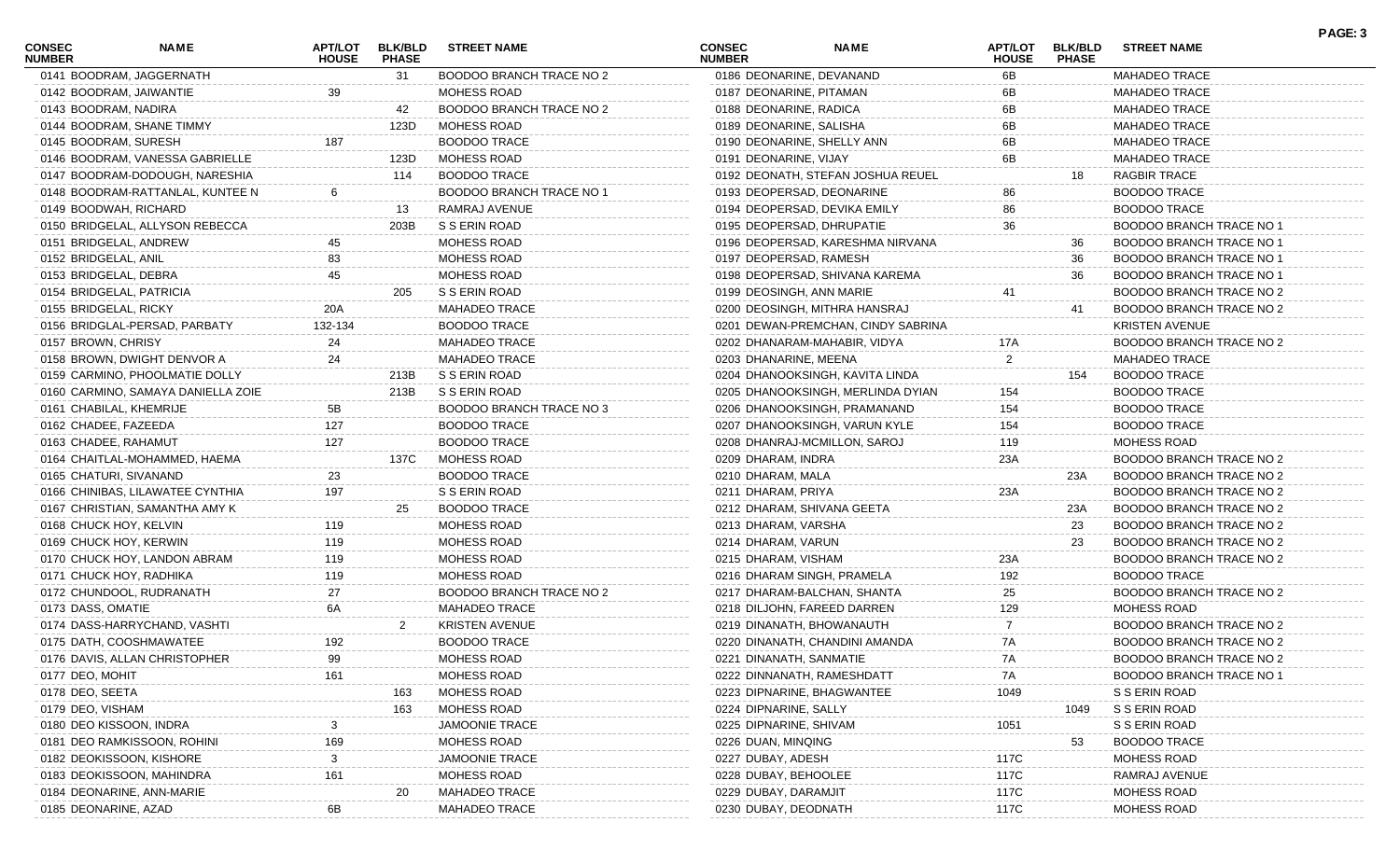| CONSEC NUMBER | NAME | APT/LOT HOUSE | BLK/BLD PHASE | STREET NAME |
|---|---|---|---|---|
| 0141 | BOODRAM, JAGGERNATH | | 31 | BOODOO BRANCH TRACE NO 2 |
| 0142 | BOODRAM, JAIWANTIE | 39 | | MOHESS ROAD |
| 0143 | BOODRAM, NADIRA | | 42 | BOODOO BRANCH TRACE NO 2 |
| 0144 | BOODRAM, SHANE TIMMY | | 123D | MOHESS ROAD |
| 0145 | BOODRAM, SURESH | 187 | | BOODOO TRACE |
| 0146 | BOODRAM, VANESSA GABRIELLE | | 123D | MOHESS ROAD |
| 0147 | BOODRAM-DODOUGH, NARESHIA | | 114 | BOODOO TRACE |
| 0148 | BOODRAM-RATTANLAL, KUNTEE N | 6 | | BOODOO BRANCH TRACE NO 1 |
| 0149 | BOODWAH, RICHARD | | 13 | RAMRAJ AVENUE |
| 0150 | BRIDGELAL, ALLYSON REBECCA | | 203B | S S ERIN ROAD |
| 0151 | BRIDGELAL, ANDREW | 45 | | MOHESS ROAD |
| 0152 | BRIDGELAL, ANIL | 83 | | MOHESS ROAD |
| 0153 | BRIDGELAL, DEBRA | 45 | | MOHESS ROAD |
| 0154 | BRIDGELAL, PATRICIA | | 205 | S S ERIN ROAD |
| 0155 | BRIDGELAL, RICKY | 20A | | MAHADEO TRACE |
| 0156 | BRIDGLAL-PERSAD, PARBATY | 132-134 | | BOODOO TRACE |
| 0157 | BROWN, CHRISY | 24 | | MAHADEO TRACE |
| 0158 | BROWN, DWIGHT DENVOR A | 24 | | MAHADEO TRACE |
| 0159 | CARMINO, PHOOLMATIE DOLLY | | 213B | S S ERIN ROAD |
| 0160 | CARMINO, SAMAYA DANIELLA ZOIE | | 213B | S S ERIN ROAD |
| 0161 | CHABILAL, KHEMRIJE | 5B | | BOODOO BRANCH TRACE NO 3 |
| 0162 | CHADEE, FAZEEDA | 127 | | BOODOO TRACE |
| 0163 | CHADEE, RAHAMUT | 127 | | BOODOO TRACE |
| 0164 | CHAITLAL-MOHAMMED, HAEMA | | 137C | MOHESS ROAD |
| 0165 | CHATURI, SIVANAND | 23 | | BOODOO TRACE |
| 0166 | CHINIBAS, LILAWATEE CYNTHIA | 197 | | S S ERIN ROAD |
| 0167 | CHRISTIAN, SAMANTHA AMY K | | 25 | BOODOO TRACE |
| 0168 | CHUCK HOY, KELVIN | 119 | | MOHESS ROAD |
| 0169 | CHUCK HOY, KERWIN | 119 | | MOHESS ROAD |
| 0170 | CHUCK HOY, LANDON ABRAM | 119 | | MOHESS ROAD |
| 0171 | CHUCK HOY, RADHIKA | 119 | | MOHESS ROAD |
| 0172 | CHUNDOOL, RUDRANATH | 27 | | BOODOO BRANCH TRACE NO 2 |
| 0173 | DASS, OMATIE | 6A | | MAHADEO TRACE |
| 0174 | DASS-HARRYCHAND, VASHTI | | 2 | KRISTEN AVENUE |
| 0175 | DATH, COOSHMAWATEE | 192 | | BOODOO TRACE |
| 0176 | DAVIS, ALLAN CHRISTOPHER | 99 | | MOHESS ROAD |
| 0177 | DEO, MOHIT | 161 | | MOHESS ROAD |
| 0178 | DEO, SEETA | | 163 | MOHESS ROAD |
| 0179 | DEO, VISHAM | | 163 | MOHESS ROAD |
| 0180 | DEO KISSOON, INDRA | 3 | | JAMOONIE TRACE |
| 0181 | DEO RAMKISSOON, ROHINI | 169 | | MOHESS ROAD |
| 0182 | DEOKISSOON, KISHORE | 3 | | JAMOONIE TRACE |
| 0183 | DEOKISSOON, MAHINDRA | 161 | | MOHESS ROAD |
| 0184 | DEONARINE, ANN-MARIE | | 20 | MAHADEO TRACE |
| 0185 | DEONARINE, AZAD | 6B | | MAHADEO TRACE |
| 0186 | DEONARINE, DEVANAND | 6B | | MAHADEO TRACE |
| 0187 | DEONARINE, PITAMAN | 6B | | MAHADEO TRACE |
| 0188 | DEONARINE, RADICA | 6B | | MAHADEO TRACE |
| 0189 | DEONARINE, SALISHA | 6B | | MAHADEO TRACE |
| 0190 | DEONARINE, SHELLY ANN | 6B | | MAHADEO TRACE |
| 0191 | DEONARINE, VIJAY | 6B | | MAHADEO TRACE |
| 0192 | DEONATH, STEFAN JOSHUA REUEL | | 18 | RAGBIR TRACE |
| 0193 | DEOPERSAD, DEONARINE | 86 | | BOODOO TRACE |
| 0194 | DEOPERSAD, DEVIKA EMILY | 86 | | BOODOO TRACE |
| 0195 | DEOPERSAD, DHRUPATIE | 36 | | BOODOO BRANCH TRACE NO 1 |
| 0196 | DEOPERSAD, KARESHMA NIRVANA | | 36 | BOODOO BRANCH TRACE NO 1 |
| 0197 | DEOPERSAD, RAMESH | | 36 | BOODOO BRANCH TRACE NO 1 |
| 0198 | DEOPERSAD, SHIVANA KAREMA | | 36 | BOODOO BRANCH TRACE NO 1 |
| 0199 | DEOSINGH, ANN MARIE | 41 | | BOODOO BRANCH TRACE NO 2 |
| 0200 | DEOSINGH, MITHRA HANSRAJ | | 41 | BOODOO BRANCH TRACE NO 2 |
| 0201 | DEWAN-PREMCHAN, CINDY SABRINA | | | KRISTEN AVENUE |
| 0202 | DHANARAM-MAHABIR, VIDYA | 17A | | BOODOO BRANCH TRACE NO 2 |
| 0203 | DHANARINE, MEENA | 2 | | MAHADEO TRACE |
| 0204 | DHANOOKSINGH, KAVITA LINDA | | 154 | BOODOO TRACE |
| 0205 | DHANOOKSINGH, MERLINDA DYIAN | 154 | | BOODOO TRACE |
| 0206 | DHANOOKSINGH, PRAMANAND | 154 | | BOODOO TRACE |
| 0207 | DHANOOKSINGH, VARUN KYLE | 154 | | BOODOO TRACE |
| 0208 | DHANRAJ-MCMILLON, SAROJ | 119 | | MOHESS ROAD |
| 0209 | DHARAM, INDRA | 23A | | BOODOO BRANCH TRACE NO 2 |
| 0210 | DHARAM, MALA | | 23A | BOODOO BRANCH TRACE NO 2 |
| 0211 | DHARAM, PRIYA | 23A | | BOODOO BRANCH TRACE NO 2 |
| 0212 | DHARAM, SHIVANA GEETA | | 23A | BOODOO BRANCH TRACE NO 2 |
| 0213 | DHARAM, VARSHA | | 23 | BOODOO BRANCH TRACE NO 2 |
| 0214 | DHARAM, VARUN | | 23 | BOODOO BRANCH TRACE NO 2 |
| 0215 | DHARAM, VISHAM | 23A | | BOODOO BRANCH TRACE NO 2 |
| 0216 | DHARAM SINGH, PRAMELA | 192 | | BOODOO TRACE |
| 0217 | DHARAM-BALCHAN, SHANTA | 25 | | BOODOO BRANCH TRACE NO 2 |
| 0218 | DILJOHN, FAREED DARREN | 129 | | MOHESS ROAD |
| 0219 | DINANATH, BHOWANAUTH | 7 | | BOODOO BRANCH TRACE NO 2 |
| 0220 | DINANATH, CHANDINI AMANDA | 7A | | BOODOO BRANCH TRACE NO 2 |
| 0221 | DINANATH, SANMATIE | 7A | | BOODOO BRANCH TRACE NO 2 |
| 0222 | DINNANATH, RAMESHDATT | 7A | | BOODOO BRANCH TRACE NO 1 |
| 0223 | DIPNARINE, BHAGWANTEE | 1049 | | S S ERIN ROAD |
| 0224 | DIPNARINE, SALLY | | 1049 | S S ERIN ROAD |
| 0225 | DIPNARINE, SHIVAM | 1051 | | S S ERIN ROAD |
| 0226 | DUAN, MINQING | | 53 | BOODOO TRACE |
| 0227 | DUBAY, ADESH | 117C | | MOHESS ROAD |
| 0228 | DUBAY, BEHOOLEE | 117C | | RAMRAJ AVENUE |
| 0229 | DUBAY, DARAMJIT | 117C | | MOHESS ROAD |
| 0230 | DUBAY, DEODNATH | 117C | | MOHESS ROAD |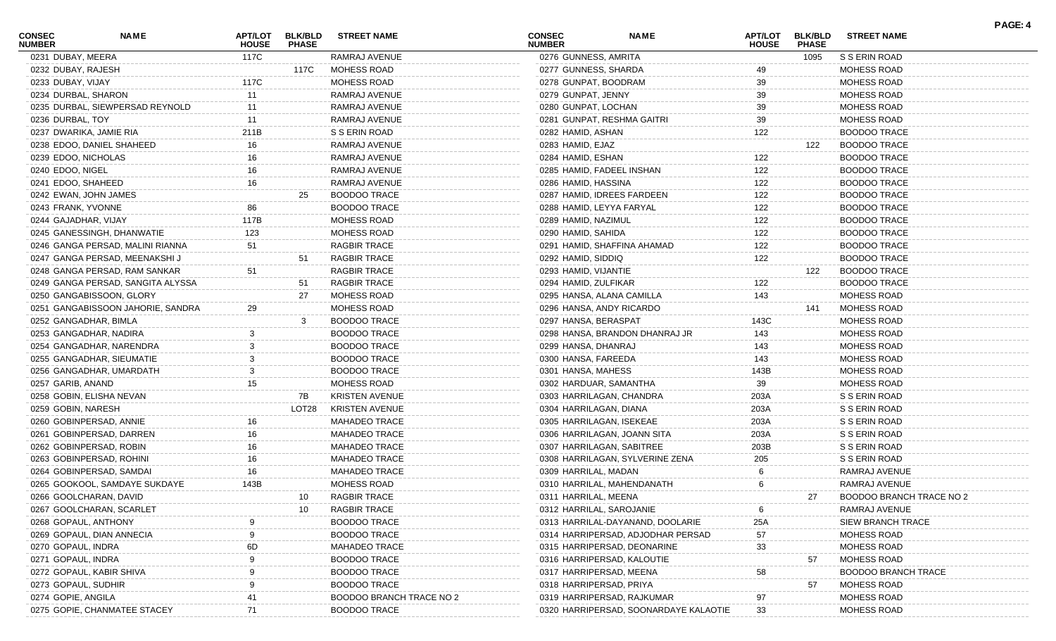| CONSEC NUMBER | NAME | APT/LOT HOUSE | BLK/BLD PHASE | STREET NAME |
|---|---|---|---|---|
| 0231 | DUBAY, MEERA | 117C | | RAMRAJ AVENUE |
| 0232 | DUBAY, RAJESH | | 117C | MOHESS ROAD |
| 0233 | DUBAY, VIJAY | 117C | | MOHESS ROAD |
| 0234 | DURBAL, SHARON | 11 | | RAMRAJ AVENUE |
| 0235 | DURBAL, SIEWPERSAD REYNOLD | 11 | | RAMRAJ AVENUE |
| 0236 | DURBAL, TOY | 11 | | RAMRAJ AVENUE |
| 0237 | DWARIKA, JAMIE RIA | 211B | | S S ERIN ROAD |
| 0238 | EDOO, DANIEL SHAHEED | 16 | | RAMRAJ AVENUE |
| 0239 | EDOO, NICHOLAS | 16 | | RAMRAJ AVENUE |
| 0240 | EDOO, NIGEL | 16 | | RAMRAJ AVENUE |
| 0241 | EDOO, SHAHEED | 16 | | RAMRAJ AVENUE |
| 0242 | EWAN, JOHN JAMES | | 25 | BOODOO TRACE |
| 0243 | FRANK, YVONNE | 86 | | BOODOO TRACE |
| 0244 | GAJADHAR, VIJAY | 117B | | MOHESS ROAD |
| 0245 | GANESSINGH, DHANWATIE | 123 | | MOHESS ROAD |
| 0246 | GANGA PERSAD, MALINI RIANNA | 51 | | RAGBIR TRACE |
| 0247 | GANGA PERSAD, MEENAKSHI J | | 51 | RAGBIR TRACE |
| 0248 | GANGA PERSAD, RAM SANKAR | 51 | | RAGBIR TRACE |
| 0249 | GANGA PERSAD, SANGITA ALYSSA | | 51 | RAGBIR TRACE |
| 0250 | GANGABISSOON, GLORY | | 27 | MOHESS ROAD |
| 0251 | GANGABISSOON JAHORIE, SANDRA | 29 | | MOHESS ROAD |
| 0252 | GANGADHAR, BIMLA | | 3 | BOODOO TRACE |
| 0253 | GANGADHAR, NADIRA | 3 | | BOODOO TRACE |
| 0254 | GANGADHAR, NARENDRA | 3 | | BOODOO TRACE |
| 0255 | GANGADHAR, SIEUMATIE | 3 | | BOODOO TRACE |
| 0256 | GANGADHAR, UMARDATH | 3 | | BOODOO TRACE |
| 0257 | GARIB, ANAND | 15 | | MOHESS ROAD |
| 0258 | GOBIN, ELISHA NEVAN | | 7B | KRISTEN AVENUE |
| 0259 | GOBIN, NARESH | | LOT28 | KRISTEN AVENUE |
| 0260 | GOBINPERSAD, ANNIE | 16 | | MAHADEO TRACE |
| 0261 | GOBINPERSAD, DARREN | 16 | | MAHADEO TRACE |
| 0262 | GOBINPERSAD, ROBIN | 16 | | MAHADEO TRACE |
| 0263 | GOBINPERSAD, ROHINI | 16 | | MAHADEO TRACE |
| 0264 | GOBINPERSAD, SAMDAI | 16 | | MAHADEO TRACE |
| 0265 | GOOKOOL, SAMDAYE SUKDAYE | 143B | | MOHESS ROAD |
| 0266 | GOOLCHARAN, DAVID | | 10 | RAGBIR TRACE |
| 0267 | GOOLCHARAN, SCARLET | | 10 | RAGBIR TRACE |
| 0268 | GOPAUL, ANTHONY | 9 | | BOODOO TRACE |
| 0269 | GOPAUL, DIAN ANNECIA | 9 | | BOODOO TRACE |
| 0270 | GOPAUL, INDRA | 6D | | MAHADEO TRACE |
| 0271 | GOPAUL, INDRA | 9 | | BOODOO TRACE |
| 0272 | GOPAUL, KABIR SHIVA | 9 | | BOODOO TRACE |
| 0273 | GOPAUL, SUDHIR | 9 | | BOODOO TRACE |
| 0274 | GOPIE, ANGILA | 41 | | BOODOO BRANCH TRACE NO 2 |
| 0275 | GOPIE, CHANMATEE STACEY | 71 | | BOODOO TRACE |
| 0276 | GUNNESS, AMRITA | | 1095 | S S ERIN ROAD |
| 0277 | GUNNESS, SHARDA | 49 | | MOHESS ROAD |
| 0278 | GUNPAT, BOODRAM | 39 | | MOHESS ROAD |
| 0279 | GUNPAT, JENNY | 39 | | MOHESS ROAD |
| 0280 | GUNPAT, LOCHAN | 39 | | MOHESS ROAD |
| 0281 | GUNPAT, RESHMA GAITRI | 39 | | MOHESS ROAD |
| 0282 | HAMID, ASHAN | 122 | | BOODOO TRACE |
| 0283 | HAMID, EJAZ | | 122 | BOODOO TRACE |
| 0284 | HAMID, ESHAN | 122 | | BOODOO TRACE |
| 0285 | HAMID, FADEEL INSHAN | 122 | | BOODOO TRACE |
| 0286 | HAMID, HASSINA | 122 | | BOODOO TRACE |
| 0287 | HAMID, IDREES FARDEEN | 122 | | BOODOO TRACE |
| 0288 | HAMID, LEYYA FARYAL | 122 | | BOODOO TRACE |
| 0289 | HAMID, NAZIMUL | 122 | | BOODOO TRACE |
| 0290 | HAMID, SAHIDA | 122 | | BOODOO TRACE |
| 0291 | HAMID, SHAFFINA AHAMAD | 122 | | BOODOO TRACE |
| 0292 | HAMID, SIDDIQ | 122 | | BOODOO TRACE |
| 0293 | HAMID, VIJANTIE | | 122 | BOODOO TRACE |
| 0294 | HAMID, ZULFIKAR | 122 | | BOODOO TRACE |
| 0295 | HANSA, ALANA CAMILLA | 143 | | MOHESS ROAD |
| 0296 | HANSA, ANDY RICARDO | | 141 | MOHESS ROAD |
| 0297 | HANSA, BERASPAT | 143C | | MOHESS ROAD |
| 0298 | HANSA, BRANDON DHANRAJ JR | 143 | | MOHESS ROAD |
| 0299 | HANSA, DHANRAJ | 143 | | MOHESS ROAD |
| 0300 | HANSA, FAREEDA | 143 | | MOHESS ROAD |
| 0301 | HANSA, MAHESS | 143B | | MOHESS ROAD |
| 0302 | HARDUAR, SAMANTHA | 39 | | MOHESS ROAD |
| 0303 | HARRILAGAN, CHANDRA | 203A | | S S ERIN ROAD |
| 0304 | HARRILAGAN, DIANA | 203A | | S S ERIN ROAD |
| 0305 | HARRILAGAN, ISEKEAE | 203A | | S S ERIN ROAD |
| 0306 | HARRILAGAN, JOANN SITA | 203A | | S S ERIN ROAD |
| 0307 | HARRILAGAN, SABITREE | 203B | | S S ERIN ROAD |
| 0308 | HARRILAGAN, SYLVERINE ZENA | 205 | | S S ERIN ROAD |
| 0309 | HARRILAL, MADAN | 6 | | RAMRAJ AVENUE |
| 0310 | HARRILAL, MAHENDANATH | 6 | | RAMRAJ AVENUE |
| 0311 | HARRILAL, MEENA | | 27 | BOODOO BRANCH TRACE NO 2 |
| 0312 | HARRILAL, SAROJANIE | 6 | | RAMRAJ AVENUE |
| 0313 | HARRILAL-DAYANAND, DOOLARIE | 25A | | SIEW BRANCH TRACE |
| 0314 | HARRIPERSAD, ADJODHAR PERSAD | 57 | | MOHESS ROAD |
| 0315 | HARRIPERSAD, DEONARINE | 33 | | MOHESS ROAD |
| 0316 | HARRIPERSAD, KALOUTIE | | 57 | MOHESS ROAD |
| 0317 | HARRIPERSAD, MEENA | 58 | | BOODOO BRANCH TRACE |
| 0318 | HARRIPERSAD, PRIYA | | 57 | MOHESS ROAD |
| 0319 | HARRIPERSAD, RAJKUMAR | 97 | | MOHESS ROAD |
| 0320 | HARRIPERSAD, SOONARDAYE KALAOTIE | 33 | | MOHESS ROAD |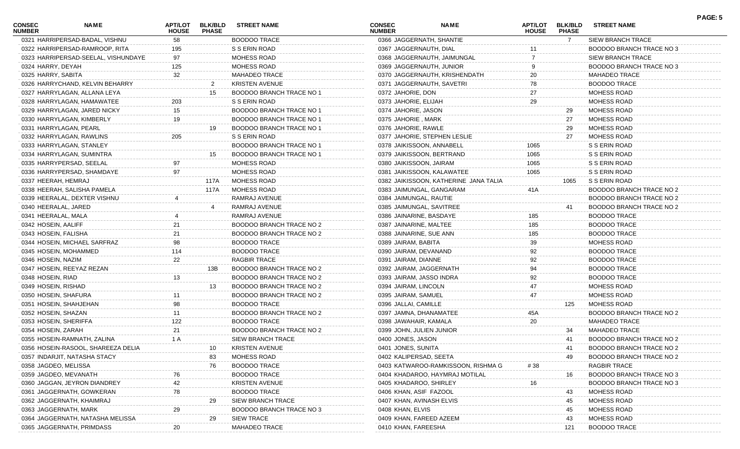| CONSEC NUMBER | NAME | APT/LOT HOUSE | BLK/BLD PHASE | STREET NAME |
|---|---|---|---|---|
| 0321 | HARRIPERSAD-BADAL, VISHNU | 58 | | BOODOO TRACE |
| 0322 | HARRIPERSAD-RAMROOP, RITA | 195 | | S S ERIN ROAD |
| 0323 | HARRIPERSAD-SEELAL, VISHUNDAYE | 97 | | MOHESS ROAD |
| 0324 | HARRY, DEYAH | 125 | | MOHESS ROAD |
| 0325 | HARRY, SABITA | 32 | | MAHADEO TRACE |
| 0326 | HARRYCHAND, KELVIN BEHARRY | | 2 | KRISTEN AVENUE |
| 0327 | HARRYLAGAN, ALLANA LEYA | | 15 | BOODOO BRANCH TRACE NO 1 |
| 0328 | HARRYLAGAN, HAMAWATEE | 203 | | S S ERIN ROAD |
| 0329 | HARRYLAGAN, JARED NICKY | 15 | | BOODOO BRANCH TRACE NO 1 |
| 0330 | HARRYLAGAN, KIMBERLY | 19 | | BOODOO BRANCH TRACE NO 1 |
| 0331 | HARRYLAGAN, PEARL | | 19 | BOODOO BRANCH TRACE NO 1 |
| 0332 | HARRYLAGAN, RAWLINS | 205 | | S S ERIN ROAD |
| 0333 | HARRYLAGAN, STANLEY | | | BOODOO BRANCH TRACE NO 1 |
| 0334 | HARRYLAGAN, SUMINTRA | | 15 | BOODOO BRANCH TRACE NO 1 |
| 0335 | HARRYPERSAD, SEELAL | 97 | | MOHESS ROAD |
| 0336 | HARRYPERSAD, SHAMDAYE | 97 | | MOHESS ROAD |
| 0337 | HEERAH, HEMRAJ | | 117A | MOHESS ROAD |
| 0338 | HEERAH, SALISHA PAMELA | | 117A | MOHESS ROAD |
| 0339 | HEERALAL, DEXTER VISHNU | 4 | | RAMRAJ AVENUE |
| 0340 | HEERALAL, JARED | | 4 | RAMRAJ AVENUE |
| 0341 | HEERALAL, MALA | 4 | | RAMRAJ AVENUE |
| 0342 | HOSEIN, AALIFF | 21 | | BOODOO BRANCH TRACE NO 2 |
| 0343 | HOSEIN, FALISHA | 21 | | BOODOO BRANCH TRACE NO 2 |
| 0344 | HOSEIN, MICHAEL SARFRAZ | 98 | | BOODOO TRACE |
| 0345 | HOSEIN, MOHAMMED | 114 | | BOODOO TRACE |
| 0346 | HOSEIN, NAZIM | 22 | | RAGBIR TRACE |
| 0347 | HOSEIN, REEYAZ REZAN | | 13B | BOODOO BRANCH TRACE NO 2 |
| 0348 | HOSEIN, RIAD | 13 | | BOODOO BRANCH TRACE NO 2 |
| 0349 | HOSEIN, RISHAD | | 13 | BOODOO BRANCH TRACE NO 2 |
| 0350 | HOSEIN, SHAFURA | 11 | | BOODOO BRANCH TRACE NO 2 |
| 0351 | HOSEIN, SHAHJEHAN | 98 | | BOODOO TRACE |
| 0352 | HOSEIN, SHAZAN | 11 | | BOODOO BRANCH TRACE NO 2 |
| 0353 | HOSEIN, SHERIFFA | 122 | | BOODOO TRACE |
| 0354 | HOSEIN, ZARAH | 21 | | BOODOO BRANCH TRACE NO 2 |
| 0355 | HOSEIN-RAMNATH, ZALINA | 1 A | | SIEW BRANCH TRACE |
| 0356 | HOSEIN-RASOOL, SHAREEZA DELIA | | 10 | KRISTEN AVENUE |
| 0357 | INDARJIT, NATASHA STACY | | 83 | MOHESS ROAD |
| 0358 | JAGDEO, MELISSA | | 76 | BOODOO TRACE |
| 0359 | JAGDEO, MEVANATH | 76 | | BOODOO TRACE |
| 0360 | JAGGAN, JEYRON DIANDREY | 42 | | KRISTEN AVENUE |
| 0361 | JAGGERNATH, GOWKERAN | 78 | | BOODOO TRACE |
| 0362 | JAGGERNATH, KHAIMRAJ | | 29 | SIEW BRANCH TRACE |
| 0363 | JAGGERNATH, MARK | 29 | | BOODOO BRANCH TRACE NO 3 |
| 0364 | JAGGERNATH, NATASHA MELISSA | | 29 | SIEW TRACE |
| 0365 | JAGGERNATH, PRIMDASS | 20 | | MAHADEO TRACE |
| 0366 | JAGGERNATH, SHANTIE | | 7 | SIEW BRANCH TRACE |
| 0367 | JAGGERNAUTH, DIAL | 11 | | BOODOO BRANCH TRACE NO 3 |
| 0368 | JAGGERNAUTH, JAIMUNGAL | 7 | | SIEW BRANCH TRACE |
| 0369 | JAGGERNAUTH, JUNIOR | 9 | | BOODOO BRANCH TRACE NO 3 |
| 0370 | JAGGERNAUTH, KRISHENDATH | 20 | | MAHADEO TRACE |
| 0371 | JAGGERNAUTH, SAVETRI | 78 | | BOODOO TRACE |
| 0372 | JAHORIE, DON | 27 | | MOHESS ROAD |
| 0373 | JAHORIE, ELIJAH | 29 | | MOHESS ROAD |
| 0374 | JAHORIE, JASON | | 29 | MOHESS ROAD |
| 0375 | JAHORIE , MARK | | 27 | MOHESS ROAD |
| 0376 | JAHORIE, RAWLE | | 29 | MOHESS ROAD |
| 0377 | JAHORIE, STEPHEN LESLIE | | 27 | MOHESS ROAD |
| 0378 | JAIKISSOON, ANNABELL | 1065 | | S S ERIN ROAD |
| 0379 | JAIKISSOON, BERTRAND | 1065 | | S S ERIN ROAD |
| 0380 | JAIKISSOON, JAIRAM | 1065 | | S S ERIN ROAD |
| 0381 | JAIKISSOON, KALAWATEE | 1065 | | S S ERIN ROAD |
| 0382 | JAIKISSOON, KATHERINE JANA TALIA | | 1065 | S S ERIN ROAD |
| 0383 | JAIMUNGAL, GANGARAM | 41A | | BOODOO BRANCH TRACE NO 2 |
| 0384 | JAIMUNGAL, RAUTIE | | | BOODOO BRANCH TRACE NO 2 |
| 0385 | JAIMUNGAL, SAVITREE | | 41 | BOODOO BRANCH TRACE NO 2 |
| 0386 | JAINARINE, BASDAYE | 185 | | BOODOO TRACE |
| 0387 | JAINARINE, MALTEE | 185 | | BOODOO TRACE |
| 0388 | JAINARINE, SUE ANN | 185 | | BOODOO TRACE |
| 0389 | JAIRAM, BABITA | 39 | | MOHESS ROAD |
| 0390 | JAIRAM, DEVANAND | 92 | | BOODOO TRACE |
| 0391 | JAIRAM, DIANNE | 92 | | BOODOO TRACE |
| 0392 | JAIRAM, JAGGERNATH | 94 | | BOODOO TRACE |
| 0393 | JAIRAM, JASSO INDRA | 92 | | BOODOO TRACE |
| 0394 | JAIRAM, LINCOLN | 47 | | MOHESS ROAD |
| 0395 | JAIRAM, SAMUEL | 47 | | MOHESS ROAD |
| 0396 | JALLAI, CAMILLE | | 125 | MOHESS ROAD |
| 0397 | JAMNA, DHANAMATEE | 45A | | BOODOO BRANCH TRACE NO 2 |
| 0398 | JAWAHAIR, KAMALA | 20 | | MAHADEO TRACE |
| 0399 | JOHN, JULIEN JUNIOR | | 34 | MAHADEO TRACE |
| 0400 | JONES, JASON | | 41 | BOODOO BRANCH TRACE NO 2 |
| 0401 | JONES, SUNITA | | 41 | BOODOO BRANCH TRACE NO 2 |
| 0402 | KALIPERSAD, SEETA | | 49 | BOODOO BRANCH TRACE NO 2 |
| 0403 | KATWAROO-RAMKISSOON, RISHMA G | # 38 | | RAGBIR TRACE |
| 0404 | KHADAROO, HAYMRAJ MOTILAL | | 16 | BOODOO BRANCH TRACE NO 3 |
| 0405 | KHADAROO, SHIRLEY | 16 | | BOODOO BRANCH TRACE NO 3 |
| 0406 | KHAN, ASIF FAZOOL | | 43 | MOHESS ROAD |
| 0407 | KHAN, AVINASH ELVIS | | 45 | MOHESS ROAD |
| 0408 | KHAN, ELVIS | | 45 | MOHESS ROAD |
| 0409 | KHAN, FAREED AZEEM | | 43 | MOHESS ROAD |
| 0410 | KHAN, FAREESHA | | 121 | BOODOO TRACE |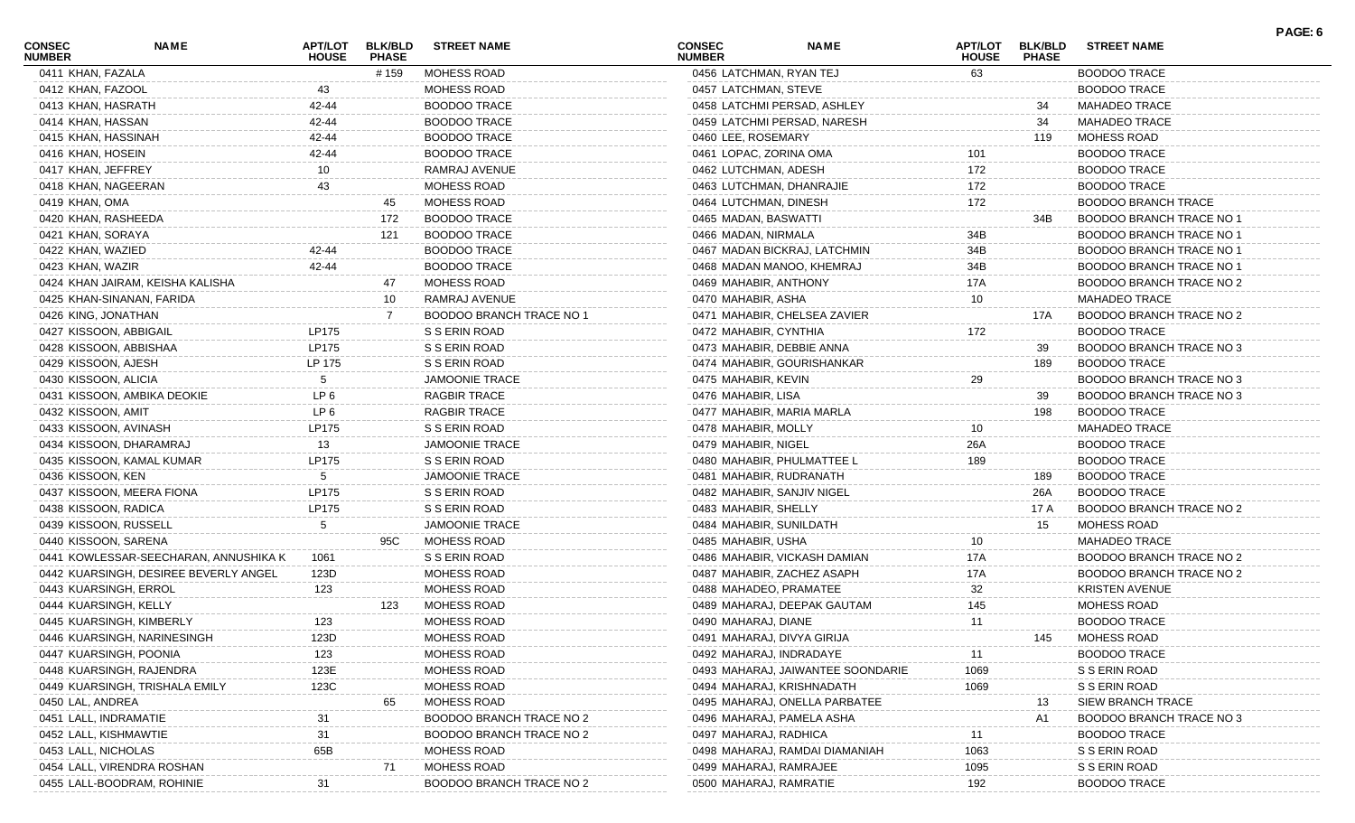| CONSEC NUMBER | NAME | APT/LOT HOUSE | BLK/BLD PHASE | STREET NAME |
|---|---|---|---|---|
| 0411 | KHAN, FAZALA | | # 159 | MOHESS ROAD |
| 0412 | KHAN, FAZOOL | 43 | | MOHESS ROAD |
| 0413 | KHAN, HASRATH | 42-44 | | BOODOO TRACE |
| 0414 | KHAN, HASSAN | 42-44 | | BOODOO TRACE |
| 0415 | KHAN, HASSINAH | 42-44 | | BOODOO TRACE |
| 0416 | KHAN, HOSEIN | 42-44 | | BOODOO TRACE |
| 0417 | KHAN, JEFFREY | 10 | | RAMRAJ AVENUE |
| 0418 | KHAN, NAGEERAN | 43 | | MOHESS ROAD |
| 0419 | KHAN, OMA | | 45 | MOHESS ROAD |
| 0420 | KHAN, RASHEEDA | | 172 | BOODOO TRACE |
| 0421 | KHAN, SORAYA | | 121 | BOODOO TRACE |
| 0422 | KHAN, WAZIED | 42-44 | | BOODOO TRACE |
| 0423 | KHAN, WAZIR | 42-44 | | BOODOO TRACE |
| 0424 | KHAN JAIRAM, KEISHA KALISHA | | 47 | MOHESS ROAD |
| 0425 | KHAN-SINANAN, FARIDA | | 10 | RAMRAJ AVENUE |
| 0426 | KING, JONATHAN | | 7 | BOODOO BRANCH TRACE NO 1 |
| 0427 | KISSOON, ABBIGAIL | LP175 | | S S ERIN ROAD |
| 0428 | KISSOON, ABBISHAA | LP175 | | S S ERIN ROAD |
| 0429 | KISSOON, AJESH | LP 175 | | S S ERIN ROAD |
| 0430 | KISSOON, ALICIA | 5 | | JAMOONIE TRACE |
| 0431 | KISSOON, AMBIKA DEOKIE | LP 6 | | RAGBIR TRACE |
| 0432 | KISSOON, AMIT | LP 6 | | RAGBIR TRACE |
| 0433 | KISSOON, AVINASH | LP175 | | S S ERIN ROAD |
| 0434 | KISSOON, DHARAMRAJ | 13 | | JAMOONIE TRACE |
| 0435 | KISSOON, KAMAL KUMAR | LP175 | | S S ERIN ROAD |
| 0436 | KISSOON, KEN | 5 | | JAMOONIE TRACE |
| 0437 | KISSOON, MEERA FIONA | LP175 | | S S ERIN ROAD |
| 0438 | KISSOON, RADICA | LP175 | | S S ERIN ROAD |
| 0439 | KISSOON, RUSSELL | 5 | | JAMOONIE TRACE |
| 0440 | KISSOON, SARENA | | 95C | MOHESS ROAD |
| 0441 | KOWLESSAR-SEECHARAN, ANNUSHIKA K | 1061 | | S S ERIN ROAD |
| 0442 | KUARSINGH, DESIREE BEVERLY ANGEL | 123D | | MOHESS ROAD |
| 0443 | KUARSINGH, ERROL | 123 | | MOHESS ROAD |
| 0444 | KUARSINGH, KELLY | | 123 | MOHESS ROAD |
| 0445 | KUARSINGH, KIMBERLY | 123 | | MOHESS ROAD |
| 0446 | KUARSINGH, NARINESINGH | 123D | | MOHESS ROAD |
| 0447 | KUARSINGH, POONIA | 123 | | MOHESS ROAD |
| 0448 | KUARSINGH, RAJENDRA | 123E | | MOHESS ROAD |
| 0449 | KUARSINGH, TRISHALA EMILY | 123C | | MOHESS ROAD |
| 0450 | LAL, ANDREA | | 65 | MOHESS ROAD |
| 0451 | LALL, INDRAMATIE | 31 | | BOODOO BRANCH TRACE NO 2 |
| 0452 | LALL, KISHMAWTIE | 31 | | BOODOO BRANCH TRACE NO 2 |
| 0453 | LALL, NICHOLAS | 65B | | MOHESS ROAD |
| 0454 | LALL, VIRENDRA ROSHAN | | 71 | MOHESS ROAD |
| 0455 | LALL-BOODRAM, ROHINIE | 31 | | BOODOO BRANCH TRACE NO 2 |
| 0456 | LATCHMAN, RYAN TEJ | 63 | | BOODOO TRACE |
| 0457 | LATCHMAN, STEVE | | | BOODOO TRACE |
| 0458 | LATCHMI PERSAD, ASHLEY | | 34 | MAHADEO TRACE |
| 0459 | LATCHMI PERSAD, NARESH | | 34 | MAHADEO TRACE |
| 0460 | LEE, ROSEMARY | | 119 | MOHESS ROAD |
| 0461 | LOPAC, ZORINA OMA | 101 | | BOODOO TRACE |
| 0462 | LUTCHMAN, ADESH | 172 | | BOODOO TRACE |
| 0463 | LUTCHMAN, DHANRAJIE | 172 | | BOODOO TRACE |
| 0464 | LUTCHMAN, DINESH | 172 | | BOODOO BRANCH TRACE |
| 0465 | MADAN, BASWATTI | | 34B | BOODOO BRANCH TRACE NO 1 |
| 0466 | MADAN, NIRMALA | 34B | | BOODOO BRANCH TRACE NO 1 |
| 0467 | MADAN BICKRAJ, LATCHMIN | 34B | | BOODOO BRANCH TRACE NO 1 |
| 0468 | MADAN MANOO, KHEMRAJ | 34B | | BOODOO BRANCH TRACE NO 1 |
| 0469 | MAHABIR, ANTHONY | 17A | | BOODOO BRANCH TRACE NO 2 |
| 0470 | MAHABIR, ASHA | 10 | | MAHADEO TRACE |
| 0471 | MAHABIR, CHELSEA ZAVIER | | 17A | BOODOO BRANCH TRACE NO 2 |
| 0472 | MAHABIR, CYNTHIA | 172 | | BOODOO TRACE |
| 0473 | MAHABIR, DEBBIE ANNA | | 39 | BOODOO BRANCH TRACE NO 3 |
| 0474 | MAHABIR, GOURISHANKAR | | 189 | BOODOO TRACE |
| 0475 | MAHABIR, KEVIN | 29 | | BOODOO BRANCH TRACE NO 3 |
| 0476 | MAHABIR, LISA | | 39 | BOODOO BRANCH TRACE NO 3 |
| 0477 | MAHABIR, MARIA MARLA | | 198 | BOODOO TRACE |
| 0478 | MAHABIR, MOLLY | 10 | | MAHADEO TRACE |
| 0479 | MAHABIR, NIGEL | 26A | | BOODOO TRACE |
| 0480 | MAHABIR, PHULMATTEE L | 189 | | BOODOO TRACE |
| 0481 | MAHABIR, RUDRANATH | | 189 | BOODOO TRACE |
| 0482 | MAHABIR, SANJIV NIGEL | | 26A | BOODOO TRACE |
| 0483 | MAHABIR, SHELLY | | 17 A | BOODOO BRANCH TRACE NO 2 |
| 0484 | MAHABIR, SUNILDATH | | 15 | MOHESS ROAD |
| 0485 | MAHABIR, USHA | 10 | | MAHADEO TRACE |
| 0486 | MAHABIR, VICKASH DAMIAN | 17A | | BOODOO BRANCH TRACE NO 2 |
| 0487 | MAHABIR, ZACHEZ ASAPH | 17A | | BOODOO BRANCH TRACE NO 2 |
| 0488 | MAHADEO, PRAMATEE | 32 | | KRISTEN AVENUE |
| 0489 | MAHARAJ, DEEPAK GAUTAM | 145 | | MOHESS ROAD |
| 0490 | MAHARAJ, DIANE | 11 | | BOODOO TRACE |
| 0491 | MAHARAJ, DIVYA GIRIJA | | 145 | MOHESS ROAD |
| 0492 | MAHARAJ, INDRADAYE | 11 | | BOODOO TRACE |
| 0493 | MAHARAJ, JAIWANTEE SOONDARIE | 1069 | | S S ERIN ROAD |
| 0494 | MAHARAJ, KRISHNADATH | 1069 | | S S ERIN ROAD |
| 0495 | MAHARAJ, ONELLA PARBATEE | | 13 | SIEW BRANCH TRACE |
| 0496 | MAHARAJ, PAMELA ASHA | | A1 | BOODOO BRANCH TRACE NO 3 |
| 0497 | MAHARAJ, RADHICA | 11 | | BOODOO TRACE |
| 0498 | MAHARAJ, RAMDAI DIAMANIAH | 1063 | | S S ERIN ROAD |
| 0499 | MAHARAJ, RAMRAJEE | 1095 | | S S ERIN ROAD |
| 0500 | MAHARAJ, RAMRATIE | 192 | | BOODOO TRACE |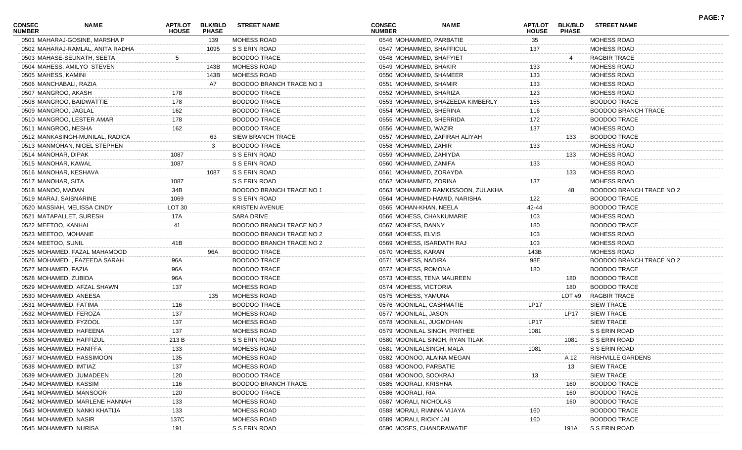| CONSEC NUMBER | NAME | APT/LOT HOUSE | BLK/BLD PHASE | STREET NAME |
|---|---|---|---|---|
| 0501 | MAHARAJ-GOSINE, MARSHA P | | 139 | MOHESS ROAD |
| 0502 | MAHARAJ-RAMLAL, ANITA RADHA | | 1095 | S S ERIN ROAD |
| 0503 | MAHASE-SEUNATH, SEETA | 5 | | BOODOO TRACE |
| 0504 | MAHESS, AMILYO STEVEN | | 143B | MOHESS ROAD |
| 0505 | MAHESS, KAMINI | | 143B | MOHESS ROAD |
| 0506 | MANCHABALI, RAZIA | | A7 | BOODOO BRANCH TRACE NO 3 |
| 0507 | MANGROO, AKASH | 178 | | BOODOO TRACE |
| 0508 | MANGROO, BAIDWATTIE | 178 | | BOODOO TRACE |
| 0509 | MANGROO, JAGLAL | 162 | | BOODOO TRACE |
| 0510 | MANGROO, LESTER AMAR | 178 | | BOODOO TRACE |
| 0511 | MANGROO, NESHA | 162 | | BOODOO TRACE |
| 0512 | MANKASINGH-MUNILAL, RADICA | | 63 | SIEW BRANCH TRACE |
| 0513 | MANMOHAN, NIGEL STEPHEN | | 3 | BOODOO TRACE |
| 0514 | MANOHAR, DIPAK | 1087 | | S S ERIN ROAD |
| 0515 | MANOHAR, KAWAL | 1087 | | S S ERIN ROAD |
| 0516 | MANOHAR, KESHAVA | | 1087 | S S ERIN ROAD |
| 0517 | MANOHAR, SITA | 1087 | | S S ERIN ROAD |
| 0518 | MANOO, MADAN | 34B | | BOODOO BRANCH TRACE NO 1 |
| 0519 | MARAJ, SAISNARINE | 1069 | | S S ERIN ROAD |
| 0520 | MASSIAH, MELISSA CINDY | LOT 30 | | KRISTEN AVENUE |
| 0521 | MATAPALLET, SURESH | 17A | | SARA DRIVE |
| 0522 | MEETOO, KANHAI | 41 | | BOODOO BRANCH TRACE NO 2 |
| 0523 | MEETOO, MOHANIE | | | BOODOO BRANCH TRACE NO 2 |
| 0524 | MEETOO, SUNIL | 41B | | BOODOO BRANCH TRACE NO 2 |
| 0525 | MOHAMED, FAZAL MAHAMOOD | | 96A | BOODOO TRACE |
| 0526 | MOHAMED , FAZEEDA SARAH | 96A | | BOODOO TRACE |
| 0527 | MOHAMED, FAZIA | 96A | | BOODOO TRACE |
| 0528 | MOHAMED, ZUBIDA | 96A | | BOODOO TRACE |
| 0529 | MOHAMMED, AFZAL SHAWN | 137 | | MOHESS ROAD |
| 0530 | MOHAMMED, ANEESA | | 135 | MOHESS ROAD |
| 0531 | MOHAMMED, FATIMA | 116 | | BOODOO TRACE |
| 0532 | MOHAMMED, FEROZA | 137 | | MOHESS ROAD |
| 0533 | MOHAMMED, FYZOOL | 137 | | MOHESS ROAD |
| 0534 | MOHAMMED, HAFEENA | 137 | | MOHESS ROAD |
| 0535 | MOHAMMED, HAFFIZUL | 213 B | | S S ERIN ROAD |
| 0536 | MOHAMMED, HANIFFA | 133 | | MOHESS ROAD |
| 0537 | MOHAMMED, HASSIMOON | 135 | | MOHESS ROAD |
| 0538 | MOHAMMED, IMTIAZ | 137 | | MOHESS ROAD |
| 0539 | MOHAMMED, JUMADEEN | 120 | | BOODOO TRACE |
| 0540 | MOHAMMED, KASSIM | 116 | | BOODOO BRANCH TRACE |
| 0541 | MOHAMMED, MANSOOR | 120 | | BOODOO TRACE |
| 0542 | MOHAMMED, MARLENE HANNAH | 133 | | MOHESS ROAD |
| 0543 | MOHAMMED, NANKI KHATIJA | 133 | | MOHESS ROAD |
| 0544 | MOHAMMED, NASIR | 137C | | MOHESS ROAD |
| 0545 | MOHAMMED, NURISA | 191 | | S S ERIN ROAD |
| 0546 | MOHAMMED, PARBATIE | 35 | | MOHESS ROAD |
| 0547 | MOHAMMED, SHAFFICUL | 137 | | MOHESS ROAD |
| 0548 | MOHAMMED, SHAFYIET | | 4 | RAGBIR TRACE |
| 0549 | MOHAMMED, SHAKIR | 133 | | MOHESS ROAD |
| 0550 | MOHAMMED, SHAMEER | 133 | | MOHESS ROAD |
| 0551 | MOHAMMED, SHAMIR | 133 | | MOHESS ROAD |
| 0552 | MOHAMMED, SHARIZA | 123 | | MOHESS ROAD |
| 0553 | MOHAMMED, SHAZEEDA KIMBERLY | 155 | | BOODOO TRACE |
| 0554 | MOHAMMED, SHERINA | 116 | | BOODOO BRANCH TRACE |
| 0555 | MOHAMMED, SHERRIDA | 172 | | BOODOO TRACE |
| 0556 | MOHAMMED, WAZIR | 137 | | MOHESS ROAD |
| 0557 | MOHAMMED, ZAFIRAH ALIYAH | | 133 | BOODOO TRACE |
| 0558 | MOHAMMED, ZAHIR | 133 | | MOHESS ROAD |
| 0559 | MOHAMMED, ZAHIYDA | | 133 | MOHESS ROAD |
| 0560 | MOHAMMED, ZANIFA | 133 | | MOHESS ROAD |
| 0561 | MOHAMMED, ZORAYDA | | 133 | MOHESS ROAD |
| 0562 | MOHAMMED, ZORINA | 137 | | MOHESS ROAD |
| 0563 | MOHAMMED RAMKISSOON, ZULAKHA | | 48 | BOODOO BRANCH TRACE NO 2 |
| 0564 | MOHAMMED-HAMID, NARISHA | 122 | | BOODOO TRACE |
| 0565 | MOHAN-KHAN, NEELA | 42-44 | | BOODOO TRACE |
| 0566 | MOHESS, CHANKUMARIE | 103 | | MOHESS ROAD |
| 0567 | MOHESS, DANNY | 180 | | BOODOO TRACE |
| 0568 | MOHESS, ELVIS | 103 | | MOHESS ROAD |
| 0569 | MOHESS, ISARDATH RAJ | 103 | | MOHESS ROAD |
| 0570 | MOHESS, KARAN | 143B | | MOHESS ROAD |
| 0571 | MOHESS, NADIRA | 98E | | BOODOO BRANCH TRACE NO 2 |
| 0572 | MOHESS, ROMONA | 180 | | BOODOO TRACE |
| 0573 | MOHESS, TENA MAUREEN | | 180 | BOODOO TRACE |
| 0574 | MOHESS, VICTORIA | | 180 | BOODOO TRACE |
| 0575 | MOHESS, YAMUNA | | LOT #9 | RAGBIR TRACE |
| 0576 | MOONILAL, CASHMATIE | LP17 | | SIEW TRACE |
| 0577 | MOONILAL, JASON | | LP17 | SIEW TRACE |
| 0578 | MOONILAL, JUGMOHAN | LP17 | | SIEW TRACE |
| 0579 | MOONILAL SINGH, PRITHEE | 1081 | | S S ERIN ROAD |
| 0580 | MOONILAL SINGH, RYAN TILAK | | 1081 | S S ERIN ROAD |
| 0581 | MOONILALSINGH, MALA | 1081 | | S S ERIN ROAD |
| 0582 | MOONOO, ALAINA MEGAN | | A 12 | RISHVILLE GARDENS |
| 0583 | MOONOO, PARBATIE | | 13 | SIEW TRACE |
| 0584 | MOONOO, SOOKRAJ | 13 | | SIEW TRACE |
| 0585 | MOORALI, KRISHNA | | 160 | BOODOO TRACE |
| 0586 | MOORALI, RIA | | 160 | BOODOO TRACE |
| 0587 | MORALI, NICHOLAS | | 160 | BOODOO TRACE |
| 0588 | MORALI, RIANNA VIJAYA | 160 | | BOODOO TRACE |
| 0589 | MORALI, RICKY JAI | 160 | | BOODOO TRACE |
| 0590 | MOSES, CHANDRAWATIE | | 191A | S S ERIN ROAD |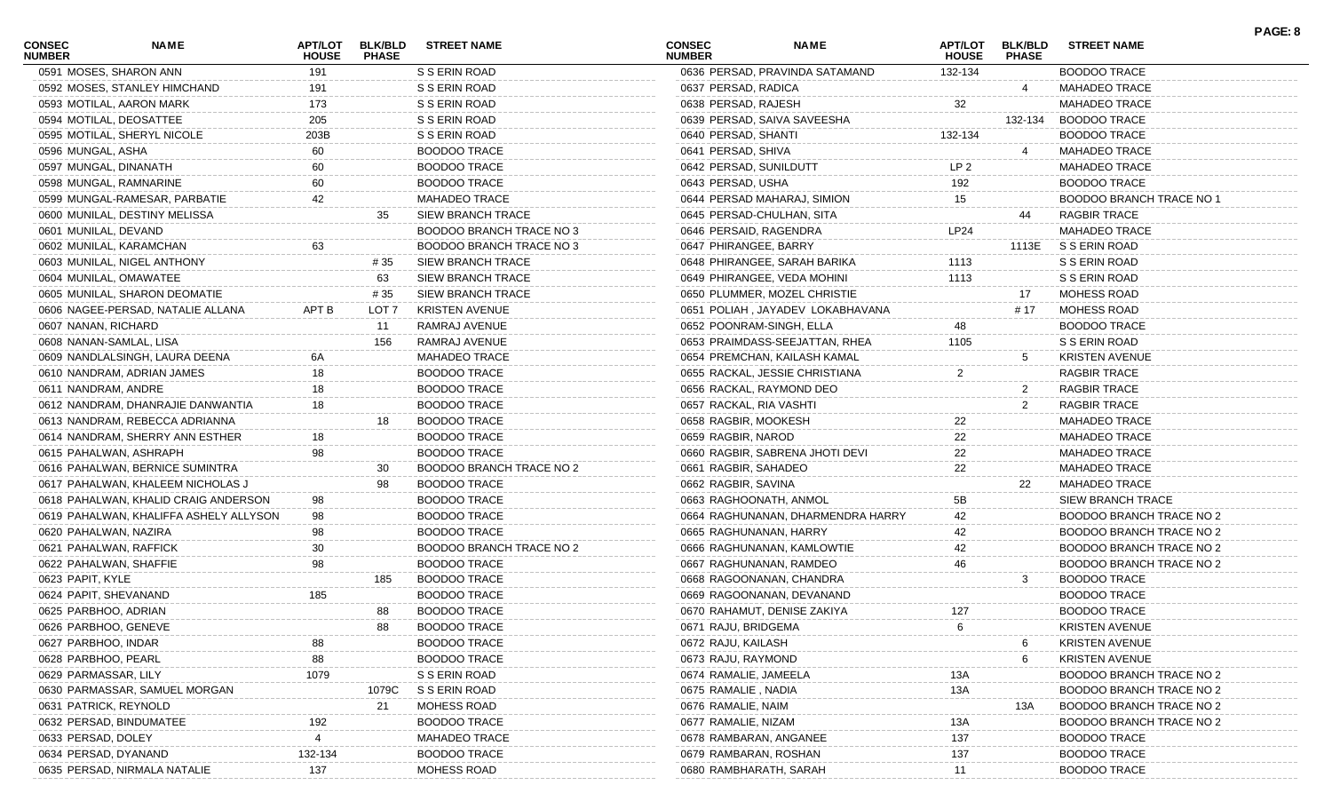| CONSEC NUMBER | NAME | APT/LOT HOUSE | BLK/BLD PHASE | STREET NAME |
|---|---|---|---|---|
| 0591 | MOSES, SHARON ANN | 191 | | S S ERIN ROAD |
| 0592 | MOSES, STANLEY HIMCHAND | 191 | | S S ERIN ROAD |
| 0593 | MOTILAL, AARON MARK | 173 | | S S ERIN ROAD |
| 0594 | MOTILAL, DEOSATTEE | 205 | | S S ERIN ROAD |
| 0595 | MOTILAL, SHERYL NICOLE | 203B | | S S ERIN ROAD |
| 0596 | MUNGAL, ASHA | 60 | | BOODOO TRACE |
| 0597 | MUNGAL, DINANATH | 60 | | BOODOO TRACE |
| 0598 | MUNGAL, RAMNARINE | 60 | | BOODOO TRACE |
| 0599 | MUNGAL-RAMESAR, PARBATIE | 42 | | MAHADEO TRACE |
| 0600 | MUNILAL, DESTINY MELISSA | | 35 | SIEW BRANCH TRACE |
| 0601 | MUNILAL, DEVAND | | | BOODOO BRANCH TRACE NO 3 |
| 0602 | MUNILAL, KARAMCHAN | 63 | | BOODOO BRANCH TRACE NO 3 |
| 0603 | MUNILAL, NIGEL ANTHONY | | # 35 | SIEW BRANCH TRACE |
| 0604 | MUNILAL, OMAWATEE | | 63 | SIEW BRANCH TRACE |
| 0605 | MUNILAL, SHARON DEOMATIE | | # 35 | SIEW BRANCH TRACE |
| 0606 | NAGEE-PERSAD, NATALIE ALLANA | APT B | LOT 7 | KRISTEN AVENUE |
| 0607 | NANAN, RICHARD | | 11 | RAMRAJ AVENUE |
| 0608 | NANAN-SAMLAL, LISA | | 156 | RAMRAJ AVENUE |
| 0609 | NANDLALSINGH, LAURA DEENA | 6A | | MAHADEO TRACE |
| 0610 | NANDRAM, ADRIAN JAMES | 18 | | BOODOO TRACE |
| 0611 | NANDRAM, ANDRE | 18 | | BOODOO TRACE |
| 0612 | NANDRAM, DHANRAJIE DANWANTIA | 18 | | BOODOO TRACE |
| 0613 | NANDRAM, REBECCA ADRIANNA | | 18 | BOODOO TRACE |
| 0614 | NANDRAM, SHERRY ANN ESTHER | 18 | | BOODOO TRACE |
| 0615 | PAHALWAN, ASHRAPH | 98 | | BOODOO TRACE |
| 0616 | PAHALWAN, BERNICE SUMINTRA | | 30 | BOODOO BRANCH TRACE NO 2 |
| 0617 | PAHALWAN, KHALEEM NICHOLAS J | | 98 | BOODOO TRACE |
| 0618 | PAHALWAN, KHALID CRAIG ANDERSON | 98 | | BOODOO TRACE |
| 0619 | PAHALWAN, KHALIFFA ASHELY ALLYSON | 98 | | BOODOO TRACE |
| 0620 | PAHALWAN, NAZIRA | 98 | | BOODOO TRACE |
| 0621 | PAHALWAN, RAFFICK | 30 | | BOODOO BRANCH TRACE NO 2 |
| 0622 | PAHALWAN, SHAFFIE | 98 | | BOODOO TRACE |
| 0623 | PAPIT, KYLE | | 185 | BOODOO TRACE |
| 0624 | PAPIT, SHEVANAND | 185 | | BOODOO TRACE |
| 0625 | PARBHOO, ADRIAN | | 88 | BOODOO TRACE |
| 0626 | PARBHOO, GENEVE | | 88 | BOODOO TRACE |
| 0627 | PARBHOO, INDAR | 88 | | BOODOO TRACE |
| 0628 | PARBHOO, PEARL | 88 | | BOODOO TRACE |
| 0629 | PARMASSAR, LILY | 1079 | | S S ERIN ROAD |
| 0630 | PARMASSAR, SAMUEL MORGAN | | 1079C | S S ERIN ROAD |
| 0631 | PATRICK, REYNOLD | | 21 | MOHESS ROAD |
| 0632 | PERSAD, BINDUMATEE | 192 | | BOODOO TRACE |
| 0633 | PERSAD, DOLEY | 4 | | MAHADEO TRACE |
| 0634 | PERSAD, DYANAND | 132-134 | | BOODOO TRACE |
| 0635 | PERSAD, NIRMALA NATALIE | 137 | | MOHESS ROAD |
| 0636 | PERSAD, PRAVINDA SATAMAND | 132-134 | | BOODOO TRACE |
| 0637 | PERSAD, RADICA | | 4 | MAHADEO TRACE |
| 0638 | PERSAD, RAJESH | 32 | | MAHADEO TRACE |
| 0639 | PERSAD, SAIVA SAVEESHA | | 132-134 | BOODOO TRACE |
| 0640 | PERSAD, SHANTI | 132-134 | | BOODOO TRACE |
| 0641 | PERSAD, SHIVA | | 4 | MAHADEO TRACE |
| 0642 | PERSAD, SUNILDUTT | LP 2 | | MAHADEO TRACE |
| 0643 | PERSAD, USHA | 192 | | BOODOO TRACE |
| 0644 | PERSAD MAHARAJ, SIMION | 15 | | BOODOO BRANCH TRACE NO 1 |
| 0645 | PERSAD-CHULHAN, SITA | | 44 | RAGBIR TRACE |
| 0646 | PERSAID, RAGENDRA | LP24 | | MAHADEO TRACE |
| 0647 | PHIRANGEE, BARRY | | 1113E | S S ERIN ROAD |
| 0648 | PHIRANGEE, SARAH BARIKA | 1113 | | S S ERIN ROAD |
| 0649 | PHIRANGEE, VEDA MOHINI | 1113 | | S S ERIN ROAD |
| 0650 | PLUMMER, MOZEL CHRISTIE | | 17 | MOHESS ROAD |
| 0651 | POLIAH , JAYADEV LOKABHAVANA | | # 17 | MOHESS ROAD |
| 0652 | POONRAM-SINGH, ELLA | 48 | | BOODOO TRACE |
| 0653 | PRAIMDASS-SEEJATTAN, RHEA | 1105 | | S S ERIN ROAD |
| 0654 | PREMCHAN, KAILASH KAMAL | | 5 | KRISTEN AVENUE |
| 0655 | RACKAL, JESSIE CHRISTIANA | 2 | | RAGBIR TRACE |
| 0656 | RACKAL, RAYMOND DEO | | 2 | RAGBIR TRACE |
| 0657 | RACKAL, RIA VASHTI | | 2 | RAGBIR TRACE |
| 0658 | RAGBIR, MOOKESH | 22 | | MAHADEO TRACE |
| 0659 | RAGBIR, NAROD | 22 | | MAHADEO TRACE |
| 0660 | RAGBIR, SABRENA JHOTI DEVI | 22 | | MAHADEO TRACE |
| 0661 | RAGBIR, SAHADEO | 22 | | MAHADEO TRACE |
| 0662 | RAGBIR, SAVINA | | 22 | MAHADEO TRACE |
| 0663 | RAGHOONATH, ANMOL | 5B | | SIEW BRANCH TRACE |
| 0664 | RAGHUNANAN, DHARMENDRA HARRY | 42 | | BOODOO BRANCH TRACE NO 2 |
| 0665 | RAGHUNANAN, HARRY | 42 | | BOODOO BRANCH TRACE NO 2 |
| 0666 | RAGHUNANAN, KAMLOWTIE | 42 | | BOODOO BRANCH TRACE NO 2 |
| 0667 | RAGHUNANAN, RAMDEO | 46 | | BOODOO BRANCH TRACE NO 2 |
| 0668 | RAGOONANAN, CHANDRA | | 3 | BOODOO TRACE |
| 0669 | RAGOONANAN, DEVANAND | | | BOODOO TRACE |
| 0670 | RAHAMUT, DENISE ZAKIYA | 127 | | BOODOO TRACE |
| 0671 | RAJU, BRIDGEMA | 6 | | KRISTEN AVENUE |
| 0672 | RAJU, KAILASH | | 6 | KRISTEN AVENUE |
| 0673 | RAJU, RAYMOND | | 6 | KRISTEN AVENUE |
| 0674 | RAMALIE, JAMEELA | 13A | | BOODOO BRANCH TRACE NO 2 |
| 0675 | RAMALIE , NADIA | 13A | | BOODOO BRANCH TRACE NO 2 |
| 0676 | RAMALIE, NAIM | | 13A | BOODOO BRANCH TRACE NO 2 |
| 0677 | RAMALIE, NIZAM | 13A | | BOODOO BRANCH TRACE NO 2 |
| 0678 | RAMBARAN, ANGANEE | 137 | | BOODOO TRACE |
| 0679 | RAMBARAN, ROSHAN | 137 | | BOODOO TRACE |
| 0680 | RAMBHARATH, SARAH | 11 | | BOODOO TRACE |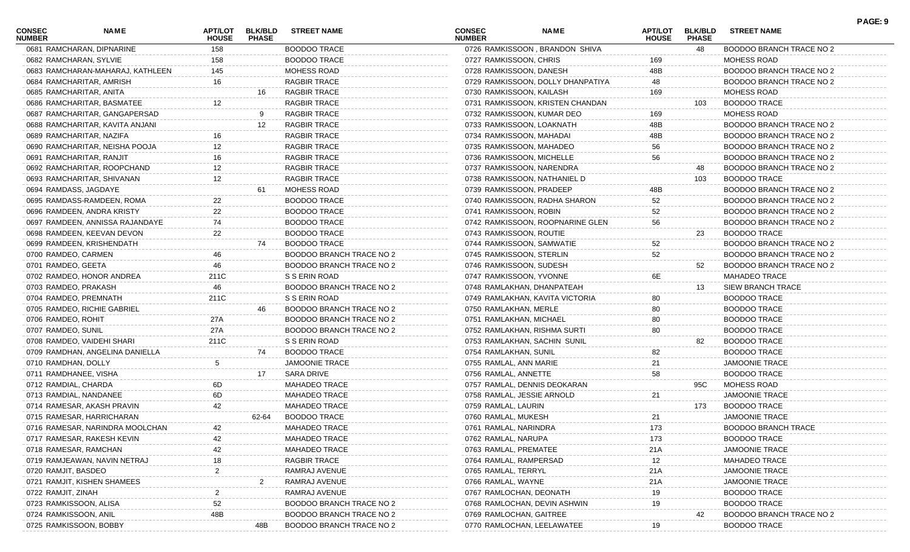| CONSEC NUMBER | NAME | APT/LOT HOUSE | BLK/BLD PHASE | STREET NAME |
|---|---|---|---|---|
| 0681 | RAMCHARAN, DIPNARINE | 158 | | BOODOO TRACE |
| 0682 | RAMCHARAN, SYLVIE | 158 | | BOODOO TRACE |
| 0683 | RAMCHARAN-MAHARAJ, KATHLEEN | 145 | | MOHESS ROAD |
| 0684 | RAMCHARITAR, AMRISH | 16 | | RAGBIR TRACE |
| 0685 | RAMCHARITAR, ANITA | | 16 | RAGBIR TRACE |
| 0686 | RAMCHARITAR, BASMATEE | 12 | | RAGBIR TRACE |
| 0687 | RAMCHARITAR, GANGAPERSAD | | 9 | RAGBIR TRACE |
| 0688 | RAMCHARITAR, KAVITA ANJANI | | 12 | RAGBIR TRACE |
| 0689 | RAMCHARITAR, NAZIFA | 16 | | RAGBIR TRACE |
| 0690 | RAMCHARITAR, NEISHA POOJA | 12 | | RAGBIR TRACE |
| 0691 | RAMCHARITAR, RANJIT | 16 | | RAGBIR TRACE |
| 0692 | RAMCHARITAR, ROOPCHAND | 12 | | RAGBIR TRACE |
| 0693 | RAMCHARITAR, SHIVANAN | 12 | | RAGBIR TRACE |
| 0694 | RAMDASS, JAGDAYE | | 61 | MOHESS ROAD |
| 0695 | RAMDASS-RAMDEEN, ROMA | 22 | | BOODOO TRACE |
| 0696 | RAMDEEN, ANDRA KRISTY | 22 | | BOODOO TRACE |
| 0697 | RAMDEEN, ANNISSA RAJANDAYE | 74 | | BOODOO TRACE |
| 0698 | RAMDEEN, KEEVAN DEVON | 22 | | BOODOO TRACE |
| 0699 | RAMDEEN, KRISHENDATH | | 74 | BOODOO TRACE |
| 0700 | RAMDEO, CARMEN | 46 | | BOODOO BRANCH TRACE NO 2 |
| 0701 | RAMDEO, GEETA | 46 | | BOODOO BRANCH TRACE NO 2 |
| 0702 | RAMDEO, HONOR ANDREA | 211C | | S S ERIN ROAD |
| 0703 | RAMDEO, PRAKASH | 46 | | BOODOO BRANCH TRACE NO 2 |
| 0704 | RAMDEO, PREMNATH | 211C | | S S ERIN ROAD |
| 0705 | RAMDEO, RICHIE GABRIEL | | 46 | BOODOO BRANCH TRACE NO 2 |
| 0706 | RAMDEO, ROHIT | 27A | | BOODOO BRANCH TRACE NO 2 |
| 0707 | RAMDEO, SUNIL | 27A | | BOODOO BRANCH TRACE NO 2 |
| 0708 | RAMDEO, VAIDEHI SHARI | 211C | | S S ERIN ROAD |
| 0709 | RAMDHAN, ANGELINA DANIELLA | | 74 | BOODOO TRACE |
| 0710 | RAMDHAN, DOLLY | 5 | | JAMOONIE TRACE |
| 0711 | RAMDHANEE, VISHA | | 17 | SARA DRIVE |
| 0712 | RAMDIAL, CHARDA | 6D | | MAHADEO TRACE |
| 0713 | RAMDIAL, NANDANEE | 6D | | MAHADEO TRACE |
| 0714 | RAMESAR, AKASH PRAVIN | 42 | | MAHADEO TRACE |
| 0715 | RAMESAR, HARRICHARAN | | 62-64 | BOODOO TRACE |
| 0716 | RAMESAR, NARINDRA MOOLCHAN | 42 | | MAHADEO TRACE |
| 0717 | RAMESAR, RAKESH KEVIN | 42 | | MAHADEO TRACE |
| 0718 | RAMESAR, RAMCHAN | 42 | | MAHADEO TRACE |
| 0719 | RAMJEAWAN, NAVIN NETRAJ | 18 | | RAGBIR TRACE |
| 0720 | RAMJIT, BASDEO | 2 | | RAMRAJ AVENUE |
| 0721 | RAMJIT, KISHEN SHAMEES | | 2 | RAMRAJ AVENUE |
| 0722 | RAMJIT, ZINAH | 2 | | RAMRAJ AVENUE |
| 0723 | RAMKISSOON, ALISA | 52 | | BOODOO BRANCH TRACE NO 2 |
| 0724 | RAMKISSOON, ANIL | 48B | | BOODOO BRANCH TRACE NO 2 |
| 0725 | RAMKISSOON, BOBBY | | 48B | BOODOO BRANCH TRACE NO 2 |
| 0726 | RAMKISSOON , BRANDON SHIVA | | 48 | BOODOO BRANCH TRACE NO 2 |
| 0727 | RAMKISSOON, CHRIS | 169 | | MOHESS ROAD |
| 0728 | RAMKISSOON, DANESH | 48B | | BOODOO BRANCH TRACE NO 2 |
| 0729 | RAMKISSOON, DOLLY DHANPATIYA | 48 | | BOODOO BRANCH TRACE NO 2 |
| 0730 | RAMKISSOON, KAILASH | 169 | | MOHESS ROAD |
| 0731 | RAMKISSOON, KRISTEN CHANDAN | | 103 | BOODOO TRACE |
| 0732 | RAMKISSOON, KUMAR DEO | 169 | | MOHESS ROAD |
| 0733 | RAMKISSOON, LOAKNATH | 48B | | BOODOO BRANCH TRACE NO 2 |
| 0734 | RAMKISSOON, MAHADAI | 48B | | BOODOO BRANCH TRACE NO 2 |
| 0735 | RAMKISSOON, MAHADEO | 56 | | BOODOO BRANCH TRACE NO 2 |
| 0736 | RAMKISSOON, MICHELLE | 56 | | BOODOO BRANCH TRACE NO 2 |
| 0737 | RAMKISSOON, NARENDRA | | 48 | BOODOO BRANCH TRACE NO 2 |
| 0738 | RAMKISSOON, NATHANIEL D | | 103 | BOODOO TRACE |
| 0739 | RAMKISSOON, PRADEEP | 48B | | BOODOO BRANCH TRACE NO 2 |
| 0740 | RAMKISSOON, RADHA SHARON | 52 | | BOODOO BRANCH TRACE NO 2 |
| 0741 | RAMKISSOON, ROBIN | 52 | | BOODOO BRANCH TRACE NO 2 |
| 0742 | RAMKISSOON, ROOPNARINE GLEN | 56 | | BOODOO BRANCH TRACE NO 2 |
| 0743 | RAMKISSOON, ROUTIE | | 23 | BOODOO TRACE |
| 0744 | RAMKISSOON, SAMWATIE | 52 | | BOODOO BRANCH TRACE NO 2 |
| 0745 | RAMKISSOON, STERLIN | 52 | | BOODOO BRANCH TRACE NO 2 |
| 0746 | RAMKISSOON, SUDESH | | 52 | BOODOO BRANCH TRACE NO 2 |
| 0747 | RAMKISSOON, YVONNE | 6E | | MAHADEO TRACE |
| 0748 | RAMLAKHAN, DHANPATEAH | | 13 | SIEW BRANCH TRACE |
| 0749 | RAMLAKHAN, KAVITA VICTORIA | 80 | | BOODOO TRACE |
| 0750 | RAMLAKHAN, MERLE | 80 | | BOODOO TRACE |
| 0751 | RAMLAKHAN, MICHAEL | 80 | | BOODOO TRACE |
| 0752 | RAMLAKHAN, RISHMA SURTI | 80 | | BOODOO TRACE |
| 0753 | RAMLAKHAN, SACHIN SUNIL | | 82 | BOODOO TRACE |
| 0754 | RAMLAKHAN, SUNIL | 82 | | BOODOO TRACE |
| 0755 | RAMLAL, ANN MARIE | 21 | | JAMOONIE TRACE |
| 0756 | RAMLAL, ANNETTE | 58 | | BOODOO TRACE |
| 0757 | RAMLAL, DENNIS DEOKARAN | | 95C | MOHESS ROAD |
| 0758 | RAMLAL, JESSIE ARNOLD | 21 | | JAMOONIE TRACE |
| 0759 | RAMLAL, LAURIN | | 173 | BOODOO TRACE |
| 0760 | RAMLAL, MUKESH | 21 | | JAMOONIE TRACE |
| 0761 | RAMLAL, NARINDRA | 173 | | BOODOO BRANCH TRACE |
| 0762 | RAMLAL, NARUPA | 173 | | BOODOO TRACE |
| 0763 | RAMLAL, PREMATEE | 21A | | JAMOONIE TRACE |
| 0764 | RAMLAL, RAMPERSAD | 12 | | MAHADEO TRACE |
| 0765 | RAMLAL, TERRYL | 21A | | JAMOONIE TRACE |
| 0766 | RAMLAL, WAYNE | 21A | | JAMOONIE TRACE |
| 0767 | RAMLOCHAN, DEONATH | 19 | | BOODOO TRACE |
| 0768 | RAMLOCHAN, DEVIN ASHWIN | 19 | | BOODOO TRACE |
| 0769 | RAMLOCHAN, GAITREE | | 42 | BOODOO BRANCH TRACE NO 2 |
| 0770 | RAMLOCHAN, LEELAWATEE | 19 | | BOODOO TRACE |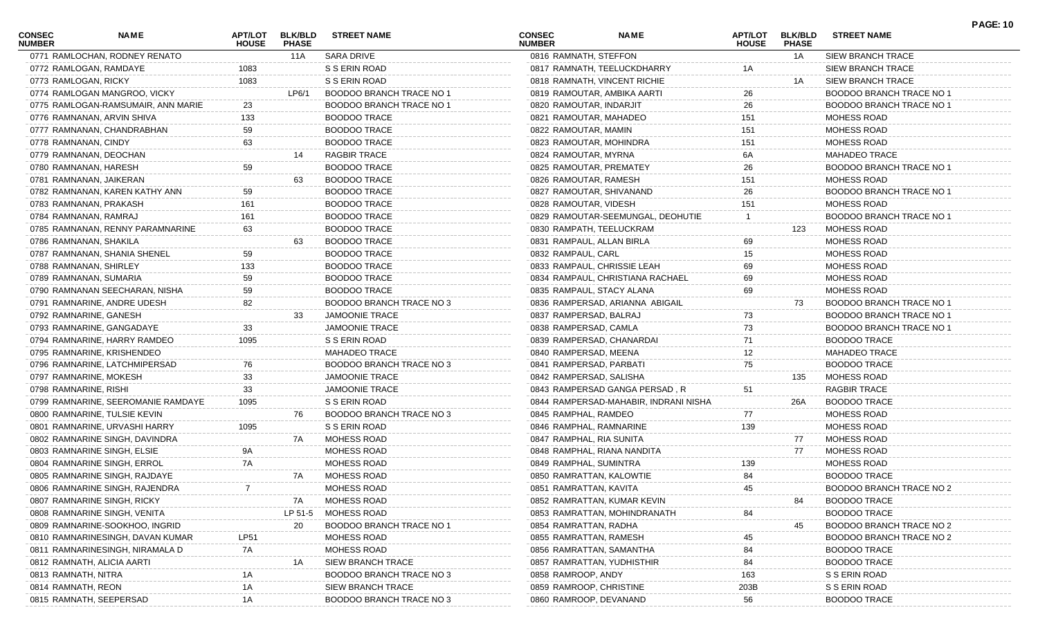| CONSEC NUMBER | NAME | APT/LOT HOUSE | BLK/BLD PHASE | STREET NAME |
|---|---|---|---|---|
| 0771 | RAMLOCHAN, RODNEY RENATO | | 11A | SARA DRIVE |
| 0772 | RAMLOGAN, RAMDAYE | 1083 | | S S ERIN ROAD |
| 0773 | RAMLOGAN, RICKY | 1083 | | S S ERIN ROAD |
| 0774 | RAMLOGAN MANGROO, VICKY | | LP6/1 | BOODOO BRANCH TRACE NO 1 |
| 0775 | RAMLOGAN-RAMSUMAIR, ANN MARIE | 23 | | BOODOO BRANCH TRACE NO 1 |
| 0776 | RAMNANAN, ARVIN SHIVA | 133 | | BOODOO TRACE |
| 0777 | RAMNANAN, CHANDRABHAN | 59 | | BOODOO TRACE |
| 0778 | RAMNANAN, CINDY | 63 | | BOODOO TRACE |
| 0779 | RAMNANAN, DEOCHAN | | 14 | RAGBIR TRACE |
| 0780 | RAMNANAN, HARESH | 59 | | BOODOO TRACE |
| 0781 | RAMNANAN, JAIKERAN | | 63 | BOODOO TRACE |
| 0782 | RAMNANAN, KAREN KATHY ANN | 59 | | BOODOO TRACE |
| 0783 | RAMNANAN, PRAKASH | 161 | | BOODOO TRACE |
| 0784 | RAMNANAN, RAMRAJ | 161 | | BOODOO TRACE |
| 0785 | RAMNANAN, RENNY PARAMNARINE | 63 | | BOODOO TRACE |
| 0786 | RAMNANAN, SHAKILA | | 63 | BOODOO TRACE |
| 0787 | RAMNANAN, SHANIA SHENEL | 59 | | BOODOO TRACE |
| 0788 | RAMNANAN, SHIRLEY | 133 | | BOODOO TRACE |
| 0789 | RAMNANAN, SUMARIA | 59 | | BOODOO TRACE |
| 0790 | RAMNANAN SEECHARAN, NISHA | 59 | | BOODOO TRACE |
| 0791 | RAMNARINE, ANDRE UDESH | 82 | | BOODOO BRANCH TRACE NO 3 |
| 0792 | RAMNARINE, GANESH | | 33 | JAMOONIE TRACE |
| 0793 | RAMNARINE, GANGADAYE | 33 | | JAMOONIE TRACE |
| 0794 | RAMNARINE, HARRY RAMDEO | 1095 | | S S ERIN ROAD |
| 0795 | RAMNARINE, KRISHENDEO | | | MAHADEO TRACE |
| 0796 | RAMNARINE, LATCHMIPERSAD | 76 | | BOODOO BRANCH TRACE NO 3 |
| 0797 | RAMNARINE, MOKESH | 33 | | JAMOONIE TRACE |
| 0798 | RAMNARINE, RISHI | 33 | | JAMOONIE TRACE |
| 0799 | RAMNARINE, SEEROMANIE RAMDAYE | 1095 | | S S ERIN ROAD |
| 0800 | RAMNARINE, TULSIE KEVIN | | 76 | BOODOO BRANCH TRACE NO 3 |
| 0801 | RAMNARINE, URVASHI HARRY | 1095 | | S S ERIN ROAD |
| 0802 | RAMNARINE SINGH, DAVINDRA | | 7A | MOHESS ROAD |
| 0803 | RAMNARINE SINGH, ELSIE | 9A | | MOHESS ROAD |
| 0804 | RAMNARINE SINGH, ERROL | 7A | | MOHESS ROAD |
| 0805 | RAMNARINE SINGH, RAJDAYE | | 7A | MOHESS ROAD |
| 0806 | RAMNARINE SINGH, RAJENDRA | 7 | | MOHESS ROAD |
| 0807 | RAMNARINE SINGH, RICKY | | 7A | MOHESS ROAD |
| 0808 | RAMNARINE SINGH, VENITA | | LP 51-5 | MOHESS ROAD |
| 0809 | RAMNARINE-SOOKHOO, INGRID | | 20 | BOODOO BRANCH TRACE NO 1 |
| 0810 | RAMNARINESINGH, DAVAN KUMAR | LP51 | | MOHESS ROAD |
| 0811 | RAMNARINESINGH, NIRAMALA D | 7A | | MOHESS ROAD |
| 0812 | RAMNATH, ALICIA AARTI | | 1A | SIEW BRANCH TRACE |
| 0813 | RAMNATH, NITRA | 1A | | BOODOO BRANCH TRACE NO 3 |
| 0814 | RAMNATH, REON | 1A | | SIEW BRANCH TRACE |
| 0815 | RAMNATH, SEEPERSAD | 1A | | BOODOO BRANCH TRACE NO 3 |
| 0816 | RAMNATH, STEFFON | | 1A | SIEW BRANCH TRACE |
| 0817 | RAMNATH, TEELUCKDHARRY | 1A | | SIEW BRANCH TRACE |
| 0818 | RAMNATH, VINCENT RICHIE | | 1A | SIEW BRANCH TRACE |
| 0819 | RAMOUTAR, AMBIKA AARTI | 26 | | BOODOO BRANCH TRACE NO 1 |
| 0820 | RAMOUTAR, INDARJIT | 26 | | BOODOO BRANCH TRACE NO 1 |
| 0821 | RAMOUTAR, MAHADEO | 151 | | MOHESS ROAD |
| 0822 | RAMOUTAR, MAMIN | 151 | | MOHESS ROAD |
| 0823 | RAMOUTAR, MOHINDRA | 151 | | MOHESS ROAD |
| 0824 | RAMOUTAR, MYRNA | 6A | | MAHADEO TRACE |
| 0825 | RAMOUTAR, PREMATEY | 26 | | BOODOO BRANCH TRACE NO 1 |
| 0826 | RAMOUTAR, RAMESH | 151 | | MOHESS ROAD |
| 0827 | RAMOUTAR, SHIVANAND | 26 | | BOODOO BRANCH TRACE NO 1 |
| 0828 | RAMOUTAR, VIDESH | 151 | | MOHESS ROAD |
| 0829 | RAMOUTAR-SEEMUNGAL, DEOHUTIE | 1 | | BOODOO BRANCH TRACE NO 1 |
| 0830 | RAMPATH, TEELUCKRAM | | 123 | MOHESS ROAD |
| 0831 | RAMPAUL, ALLAN BIRLA | 69 | | MOHESS ROAD |
| 0832 | RAMPAUL, CARL | 15 | | MOHESS ROAD |
| 0833 | RAMPAUL, CHRISSIE LEAH | 69 | | MOHESS ROAD |
| 0834 | RAMPAUL, CHRISTIANA RACHAEL | 69 | | MOHESS ROAD |
| 0835 | RAMPAUL, STACY ALANA | 69 | | MOHESS ROAD |
| 0836 | RAMPERSAD, ARIANNA ABIGAIL | | 73 | BOODOO BRANCH TRACE NO 1 |
| 0837 | RAMPERSAD, BALRAJ | 73 | | BOODOO BRANCH TRACE NO 1 |
| 0838 | RAMPERSAD, CAMLA | 73 | | BOODOO BRANCH TRACE NO 1 |
| 0839 | RAMPERSAD, CHANARDAI | 71 | | BOODOO TRACE |
| 0840 | RAMPERSAD, MEENA | 12 | | MAHADEO TRACE |
| 0841 | RAMPERSAD, PARBATI | 75 | | BOODOO TRACE |
| 0842 | RAMPERSAD, SALISHA | | 135 | MOHESS ROAD |
| 0843 | RAMPERSAD GANGA PERSAD , R | 51 | | RAGBIR TRACE |
| 0844 | RAMPERSAD-MAHABIR, INDRANI NISHA | | 26A | BOODOO TRACE |
| 0845 | RAMPHAL, RAMDEO | 77 | | MOHESS ROAD |
| 0846 | RAMPHAL, RAMNARINE | 139 | | MOHESS ROAD |
| 0847 | RAMPHAL, RIA SUNITA | | 77 | MOHESS ROAD |
| 0848 | RAMPHAL, RIANA NANDITA | | 77 | MOHESS ROAD |
| 0849 | RAMPHAL, SUMINTRA | 139 | | MOHESS ROAD |
| 0850 | RAMRATTAN, KALOWTIE | 84 | | BOODOO TRACE |
| 0851 | RAMRATTAN, KAVITA | 45 | | BOODOO BRANCH TRACE NO 2 |
| 0852 | RAMRATTAN, KUMAR KEVIN | | 84 | BOODOO TRACE |
| 0853 | RAMRATTAN, MOHINDRANATH | 84 | | BOODOO TRACE |
| 0854 | RAMRATTAN, RADHA | | 45 | BOODOO BRANCH TRACE NO 2 |
| 0855 | RAMRATTAN, RAMESH | 45 | | BOODOO BRANCH TRACE NO 2 |
| 0856 | RAMRATTAN, SAMANTHA | 84 | | BOODOO TRACE |
| 0857 | RAMRATTAN, YUDHISTHIR | 84 | | BOODOO TRACE |
| 0858 | RAMROOP, ANDY | 163 | | S S ERIN ROAD |
| 0859 | RAMROOP, CHRISTINE | 203B | | S S ERIN ROAD |
| 0860 | RAMROOP, DEVANAND | 56 | | BOODOO TRACE |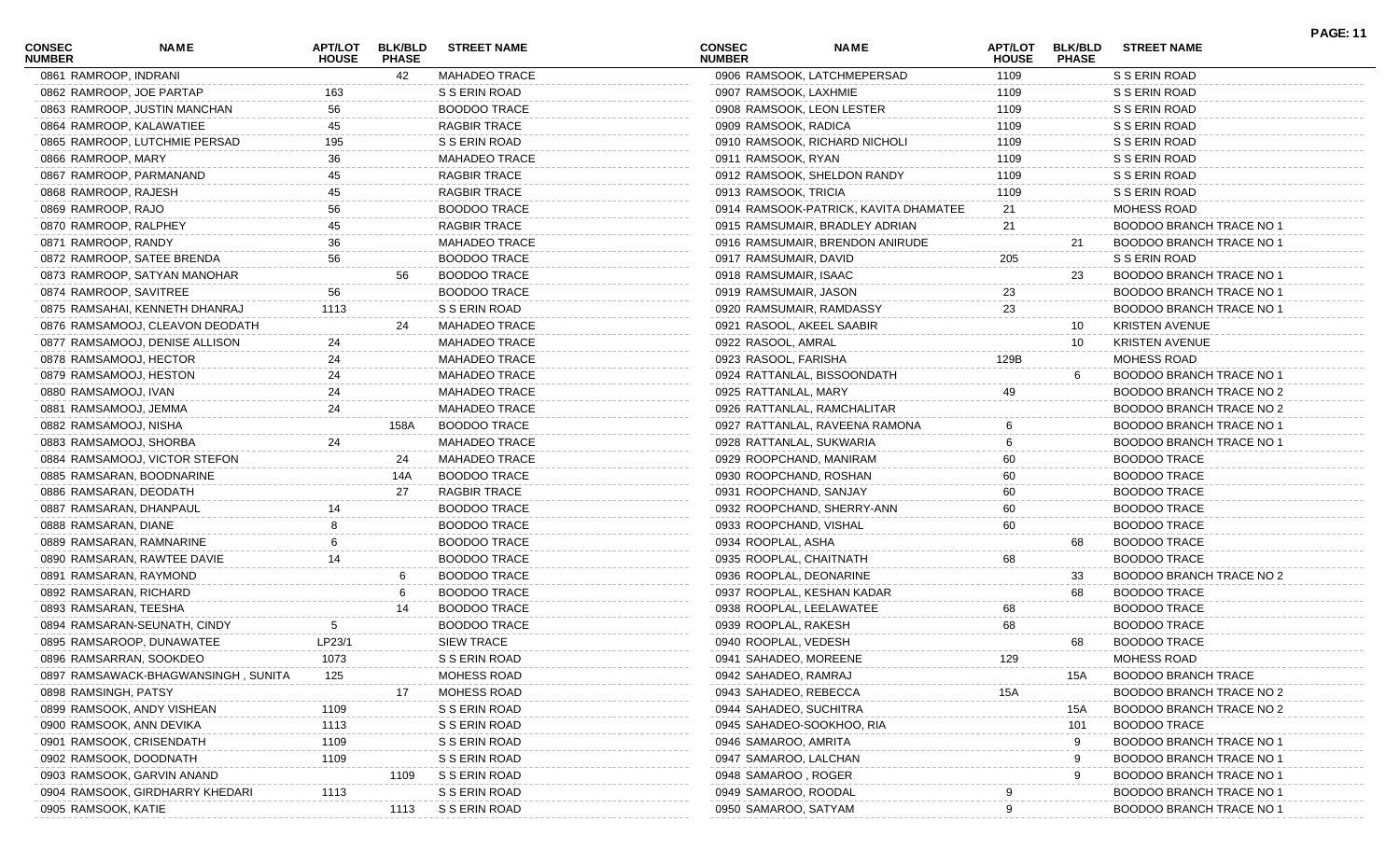| CONSEC NUMBER | NAME | APT/LOT HOUSE | BLK/BLD PHASE | STREET NAME |
|---|---|---|---|---|
| 0861 | RAMROOP, INDRANI | | 42 | MAHADEO TRACE |
| 0862 | RAMROOP, JOE PARTAP | 163 | | S S ERIN ROAD |
| 0863 | RAMROOP, JUSTIN MANCHAN | 56 | | BOODOO TRACE |
| 0864 | RAMROOP, KALAWATIEE | 45 | | RAGBIR TRACE |
| 0865 | RAMROOP, LUTCHMIE PERSAD | 195 | | S S ERIN ROAD |
| 0866 | RAMROOP, MARY | 36 | | MAHADEO TRACE |
| 0867 | RAMROOP, PARMANAND | 45 | | RAGBIR TRACE |
| 0868 | RAMROOP, RAJESH | 45 | | RAGBIR TRACE |
| 0869 | RAMROOP, RAJO | 56 | | BOODOO TRACE |
| 0870 | RAMROOP, RALPHEY | 45 | | RAGBIR TRACE |
| 0871 | RAMROOP, RANDY | 36 | | MAHADEO TRACE |
| 0872 | RAMROOP, SATEE BRENDA | 56 | | BOODOO TRACE |
| 0873 | RAMROOP, SATYAN MANOHAR | | 56 | BOODOO TRACE |
| 0874 | RAMROOP, SAVITREE | 56 | | BOODOO TRACE |
| 0875 | RAMSAHAI, KENNETH DHANRAJ | 1113 | | S S ERIN ROAD |
| 0876 | RAMSAMOOJ, CLEAVON DEODATH | | 24 | MAHADEO TRACE |
| 0877 | RAMSAMOOJ, DENISE ALLISON | 24 | | MAHADEO TRACE |
| 0878 | RAMSAMOOJ, HECTOR | 24 | | MAHADEO TRACE |
| 0879 | RAMSAMOOJ, HESTON | 24 | | MAHADEO TRACE |
| 0880 | RAMSAMOOJ, IVAN | 24 | | MAHADEO TRACE |
| 0881 | RAMSAMOOJ, JEMMA | 24 | | MAHADEO TRACE |
| 0882 | RAMSAMOOJ, NISHA | | 158A | BOODOO TRACE |
| 0883 | RAMSAMOOJ, SHORBA | 24 | | MAHADEO TRACE |
| 0884 | RAMSAMOOJ, VICTOR STEFON | | 24 | MAHADEO TRACE |
| 0885 | RAMSARAN, BOODNARINE | | 14A | BOODOO TRACE |
| 0886 | RAMSARAN, DEODATH | | 27 | RAGBIR TRACE |
| 0887 | RAMSARAN, DHANPAUL | 14 | | BOODOO TRACE |
| 0888 | RAMSARAN, DIANE | 8 | | BOODOO TRACE |
| 0889 | RAMSARAN, RAMNARINE | 6 | | BOODOO TRACE |
| 0890 | RAMSARAN, RAWTEE DAVIE | 14 | | BOODOO TRACE |
| 0891 | RAMSARAN, RAYMOND | | 6 | BOODOO TRACE |
| 0892 | RAMSARAN, RICHARD | | 6 | BOODOO TRACE |
| 0893 | RAMSARAN, TEESHA | | 14 | BOODOO TRACE |
| 0894 | RAMSARAN-SEUNATH, CINDY | 5 | | BOODOO TRACE |
| 0895 | RAMSAROOP, DUNAWATEE | LP23/1 | | SIEW TRACE |
| 0896 | RAMSARRAN, SOOKDEO | 1073 | | S S ERIN ROAD |
| 0897 | RAMSAWACK-BHAGWANSINGH , SUNITA | 125 | | MOHESS ROAD |
| 0898 | RAMSINGH, PATSY | | 17 | MOHESS ROAD |
| 0899 | RAMSOOK, ANDY VISHEAN | 1109 | | S S ERIN ROAD |
| 0900 | RAMSOOK, ANN DEVIKA | 1113 | | S S ERIN ROAD |
| 0901 | RAMSOOK, CRISENDATH | 1109 | | S S ERIN ROAD |
| 0902 | RAMSOOK, DOODNATH | 1109 | | S S ERIN ROAD |
| 0903 | RAMSOOK, GARVIN ANAND | | 1109 | S S ERIN ROAD |
| 0904 | RAMSOOK, GIRDHARRY KHEDARI | 1113 | | S S ERIN ROAD |
| 0905 | RAMSOOK, KATIE | | 1113 | S S ERIN ROAD |
| 0906 | RAMSOOK, LATCHMEPERSAD | 1109 | | S S ERIN ROAD |
| 0907 | RAMSOOK, LAXHMIE | 1109 | | S S ERIN ROAD |
| 0908 | RAMSOOK, LEON LESTER | 1109 | | S S ERIN ROAD |
| 0909 | RAMSOOK, RADICA | 1109 | | S S ERIN ROAD |
| 0910 | RAMSOOK, RICHARD NICHOLI | 1109 | | S S ERIN ROAD |
| 0911 | RAMSOOK, RYAN | 1109 | | S S ERIN ROAD |
| 0912 | RAMSOOK, SHELDON RANDY | 1109 | | S S ERIN ROAD |
| 0913 | RAMSOOK, TRICIA | 1109 | | S S ERIN ROAD |
| 0914 | RAMSOOK-PATRICK, KAVITA DHAMATEE | 21 | | MOHESS ROAD |
| 0915 | RAMSUMAIR, BRADLEY ADRIAN | 21 | | BOODOO BRANCH TRACE NO 1 |
| 0916 | RAMSUMAIR, BRENDON ANIRUDE | | 21 | BOODOO BRANCH TRACE NO 1 |
| 0917 | RAMSUMAIR, DAVID | 205 | | S S ERIN ROAD |
| 0918 | RAMSUMAIR, ISAAC | | 23 | BOODOO BRANCH TRACE NO 1 |
| 0919 | RAMSUMAIR, JASON | 23 | | BOODOO BRANCH TRACE NO 1 |
| 0920 | RAMSUMAIR, RAMDASSY | 23 | | BOODOO BRANCH TRACE NO 1 |
| 0921 | RASOOL, AKEEL SAABIR | | 10 | KRISTEN AVENUE |
| 0922 | RASOOL, AMRAL | | 10 | KRISTEN AVENUE |
| 0923 | RASOOL, FARISHA | 129B | | MOHESS ROAD |
| 0924 | RATTANLAL, BISSOONDATH | | 6 | BOODOO BRANCH TRACE NO 1 |
| 0925 | RATTANLAL, MARY | 49 | | BOODOO BRANCH TRACE NO 2 |
| 0926 | RATTANLAL, RAMCHALITAR | | | BOODOO BRANCH TRACE NO 2 |
| 0927 | RATTANLAL, RAVEENA RAMONA | 6 | | BOODOO BRANCH TRACE NO 1 |
| 0928 | RATTANLAL, SUKWARIA | 6 | | BOODOO BRANCH TRACE NO 1 |
| 0929 | ROOPCHAND, MANIRAM | 60 | | BOODOO TRACE |
| 0930 | ROOPCHAND, ROSHAN | 60 | | BOODOO TRACE |
| 0931 | ROOPCHAND, SANJAY | 60 | | BOODOO TRACE |
| 0932 | ROOPCHAND, SHERRY-ANN | 60 | | BOODOO TRACE |
| 0933 | ROOPCHAND, VISHAL | 60 | | BOODOO TRACE |
| 0934 | ROOPLAL, ASHA | | 68 | BOODOO TRACE |
| 0935 | ROOPLAL, CHAITNATH | 68 | | BOODOO TRACE |
| 0936 | ROOPLAL, DEONARINE | | 33 | BOODOO BRANCH TRACE NO 2 |
| 0937 | ROOPLAL, KESHAN KADAR | | 68 | BOODOO TRACE |
| 0938 | ROOPLAL, LEELAWATEE | 68 | | BOODOO TRACE |
| 0939 | ROOPLAL, RAKESH | 68 | | BOODOO TRACE |
| 0940 | ROOPLAL, VEDESH | | 68 | BOODOO TRACE |
| 0941 | SAHADEO, MOREENE | 129 | | MOHESS ROAD |
| 0942 | SAHADEO, RAMRAJ | | 15A | BOODOO BRANCH TRACE |
| 0943 | SAHADEO, REBECCA | 15A | | BOODOO BRANCH TRACE NO 2 |
| 0944 | SAHADEO, SUCHITRA | | 15A | BOODOO BRANCH TRACE NO 2 |
| 0945 | SAHADEO-SOOKHOO, RIA | | 101 | BOODOO TRACE |
| 0946 | SAMAROO, AMRITA | | 9 | BOODOO BRANCH TRACE NO 1 |
| 0947 | SAMAROO, LALCHAN | | 9 | BOODOO BRANCH TRACE NO 1 |
| 0948 | SAMAROO , ROGER | | 9 | BOODOO BRANCH TRACE NO 1 |
| 0949 | SAMAROO, ROODAL | 9 | | BOODOO BRANCH TRACE NO 1 |
| 0950 | SAMAROO, SATYAM | 9 | | BOODOO BRANCH TRACE NO 1 |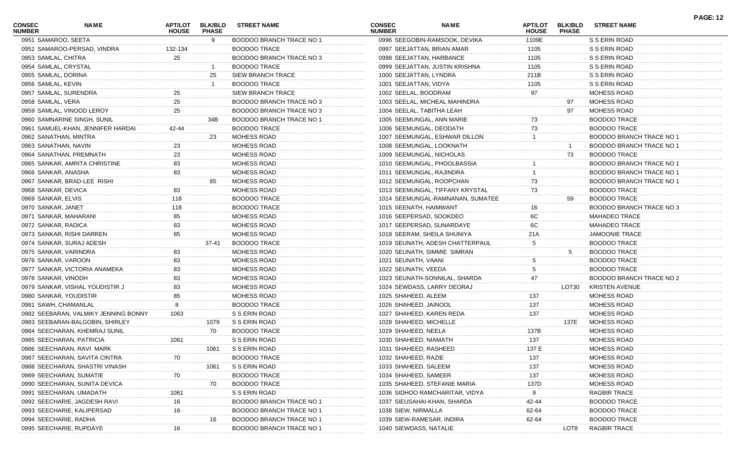| CONSEC NUMBER | NAME | APT/LOT HOUSE | BLK/BLD PHASE | STREET NAME |
|---|---|---|---|---|
| 0951 | SAMAROO, SEETA | | 9 | BOODOO BRANCH TRACE NO 1 |
| 0952 | SAMAROO-PERSAD, VINDRA | 132-134 | | BOODOO TRACE |
| 0953 | SAMLAL, CHITRA | 25 | | BOODOO BRANCH TRACE NO 3 |
| 0954 | SAMLAL, CRYSTAL | | 1 | BOODOO TRACE |
| 0955 | SAMLAL, DORINA | | 25 | SIEW BRANCH TRACE |
| 0956 | SAMLAL, KEVIN | | 1 | BOODOO TRACE |
| 0957 | SAMLAL, SURENDRA | 25 | | SIEW BRANCH TRACE |
| 0958 | SAMLAL, VERA | 25 | | BOODOO BRANCH TRACE NO 3 |
| 0959 | SAMLAL, VINOOD LEROY | 25 | | BOODOO BRANCH TRACE NO 3 |
| 0960 | SAMNARINE SINGH, SUNIL | | 34B | BOODOO BRANCH TRACE NO 1 |
| 0961 | SAMUEL-KHAN, JENNIFER HARDAI | 42-44 | | BOODOO TRACE |
| 0962 | SANATHAN, MINTRA | | 23 | MOHESS ROAD |
| 0963 | SANATHAN, NAVIN | 23 | | MOHESS ROAD |
| 0964 | SANATHAN, PREMNATH | 23 | | MOHESS ROAD |
| 0965 | SANKAR, AMRITA CHRISTINE | 83 | | MOHESS ROAD |
| 0966 | SANKAR, ANASHA | 83 | | MOHESS ROAD |
| 0967 | SANKAR, BRAD-LEE RISHI | | 85 | MOHESS ROAD |
| 0968 | SANKAR, DEVICA | 83 | | MOHESS ROAD |
| 0969 | SANKAR, ELVIS | 118 | | BOODOO TRACE |
| 0970 | SANKAR, JANET | 118 | | BOODOO TRACE |
| 0971 | SANKAR, MAHARANI | 85 | | MOHESS ROAD |
| 0972 | SANKAR, RADICA | 83 | | MOHESS ROAD |
| 0973 | SANKAR, RISHI DARREN | 85 | | MOHESS ROAD |
| 0974 | SANKAR, SURAJ ADESH | | 37-41 | BOODOO TRACE |
| 0975 | SANKAR, VARINDRA | 83 | | MOHESS ROAD |
| 0976 | SANKAR, VAROON | 83 | | MOHESS ROAD |
| 0977 | SANKAR, VICTORIA ANAMEKA | 83 | | MOHESS ROAD |
| 0978 | SANKAR, VINODH | 83 | | MOHESS ROAD |
| 0979 | SANKAR, VISHAL YOUDISTIR J | 83 | | MOHESS ROAD |
| 0980 | SANKAR, YOUDISTIR | 85 | | MOHESS ROAD |
| 0981 | SAWH, CHAMANLAL | 8 | | BOODOO TRACE |
| 0982 | SEEBARAN, VALMIKY JENNING BONNY | 1063 | | S S ERIN ROAD |
| 0983 | SEEBARAN-BALGOBIN, SHIRLEY | | 1079 | S S ERIN ROAD |
| 0984 | SEECHARAN, KHEMRAJ SUNIL | | 70 | BOODOO TRACE |
| 0985 | SEECHARAN, PATRICIA | 1061 | | S S ERIN ROAD |
| 0986 | SEECHARAN, RAVI MARK | | 1061 | S S ERIN ROAD |
| 0987 | SEECHARAN, SAVITA CINTRA | 70 | | BOODOO TRACE |
| 0988 | SEECHARAN, SHASTRI VINASH | | 1061 | S S ERIN ROAD |
| 0989 | SEECHARAN, SUMATIE | 70 | | BOODOO TRACE |
| 0990 | SEECHARAN, SUNITA DEVICA | | 70 | BOODOO TRACE |
| 0991 | SEECHARAN, UMADATH | 1061 | | S S ERIN ROAD |
| 0992 | SEECHARIE, JAGDESH RAVI | 16 | | BOODOO BRANCH TRACE NO 1 |
| 0993 | SEECHARIE, KALIPERSAD | 16 | | BOODOO BRANCH TRACE NO 1 |
| 0994 | SEECHARIE, RADHA | | 16 | BOODOO BRANCH TRACE NO 1 |
| 0995 | SEECHARIE, RUPDAYE | 16 | | BOODOO BRANCH TRACE NO 1 |
| 0996 | SEEGOBIN-RAMSOOK, DEVIKA | 1109E | | S S ERIN ROAD |
| 0997 | SEEJATTAN, BRIAN AMAR | 1105 | | S S ERIN ROAD |
| 0998 | SEEJATTAN, HARBANCE | 1105 | | S S ERIN ROAD |
| 0999 | SEEJATTAN, JUSTIN KRISHNA | 1105 | | S S ERIN ROAD |
| 1000 | SEEJATTAN, LYNDRA | 211B | | S S ERIN ROAD |
| 1001 | SEEJATTAN, VIDYA | 1105 | | S S ERIN ROAD |
| 1002 | SEELAL, BOODRAM | 97 | | MOHESS ROAD |
| 1003 | SEELAL, MICHEAL MAHINDRA | | 97 | MOHESS ROAD |
| 1004 | SEELAL, TABITHA LEAH | | 97 | MOHESS ROAD |
| 1005 | SEEMUNGAL, ANN MARIE | 73 | | BOODOO TRACE |
| 1006 | SEEMUNGAL, DEODATH | 73 | | BOODOO TRACE |
| 1007 | SEEMUNGAL, ESHWAR DILLON | 1 | | BOODOO BRANCH TRACE NO 1 |
| 1008 | SEEMUNGAL, LOOKNATH | | 1 | BOODOO BRANCH TRACE NO 1 |
| 1009 | SEEMUNGAL, NICHOLAS | | 73 | BOODOO TRACE |
| 1010 | SEEMUNGAL, PHOOLBASSIA | 1 | | BOODOO BRANCH TRACE NO 1 |
| 1011 | SEEMUNGAL, RAJINDRA | 1 | | BOODOO BRANCH TRACE NO 1 |
| 1012 | SEEMUNGAL, ROOPCHAN | 73 | | BOODOO BRANCH TRACE NO 1 |
| 1013 | SEEMUNGAL, TIFFANY KRYSTAL | 73 | | BOODOO TRACE |
| 1014 | SEEMUNGAL-RAMNANAN, SUMATEE | | 59 | BOODOO TRACE |
| 1015 | SEENATH, HAIMWANT | 16 | | BOODOO BRANCH TRACE NO 3 |
| 1016 | SEEPERSAD, SOOKDEO | 6C | | MAHADEO TRACE |
| 1017 | SEEPERSAD, SUNARDAYE | 6C | | MAHADEO TRACE |
| 1018 | SEERAM, SHEILA SHUNIYA | 21A | | JAMOONIE TRACE |
| 1019 | SEUNATH, ADESH CHATTERPAUL | 5 | | BOODOO TRACE |
| 1020 | SEUNATH, SIMMIE SIMRAN | | 5 | BOODOO TRACE |
| 1021 | SEUNATH, VAANI | 5 | | BOODOO TRACE |
| 1022 | SEUNATH, VEEDA | 5 | | BOODOO TRACE |
| 1023 | SEUNATH-SONNILAL, SHARDA | 47 | | BOODOO BRANCH TRACE NO 2 |
| 1024 | SEWDASS, LARRY DEORAJ | | LOT30 | KRISTEN AVENUE |
| 1025 | SHAHEED, ALEEM | 137 | | MOHESS ROAD |
| 1026 | SHAHEED, JAINOOL | 137 | | MOHESS ROAD |
| 1027 | SHAHEED, KAREN REDA | 137 | | MOHESS ROAD |
| 1028 | SHAHEED, MICHELLE | | 137E | MOHESS ROAD |
| 1029 | SHAHEED, NEELA | 137B | | MOHESS ROAD |
| 1030 | SHAHEED, NIAMATH | 137 | | MOHESS ROAD |
| 1031 | SHAHEED, RASHEED | 137 E | | MOHESS ROAD |
| 1032 | SHAHEED, RAZIE | 137 | | MOHESS ROAD |
| 1033 | SHAHEED, SALEEM | 137 | | MOHESS ROAD |
| 1034 | SHAHEED, SAMEER | 137 | | MOHESS ROAD |
| 1035 | SHAHEED, STEFANIE MARIA | 137D | | MOHESS ROAD |
| 1036 | SIDHOO RAMCHARITAR, VIDYA | 9 | | RAGBIR TRACE |
| 1037 | SIEUSAHAI-KHAN, SHARDA | 42-44 | | BOODOO TRACE |
| 1038 | SIEW, NIRMALLA | 62-64 | | BOODOO TRACE |
| 1039 | SIEW-RAMESAR, INDIRA | 62-64 | | BOODOO TRACE |
| 1040 | SIEWDASS, NATALIE | | LOT8 | RAGBIR TRACE |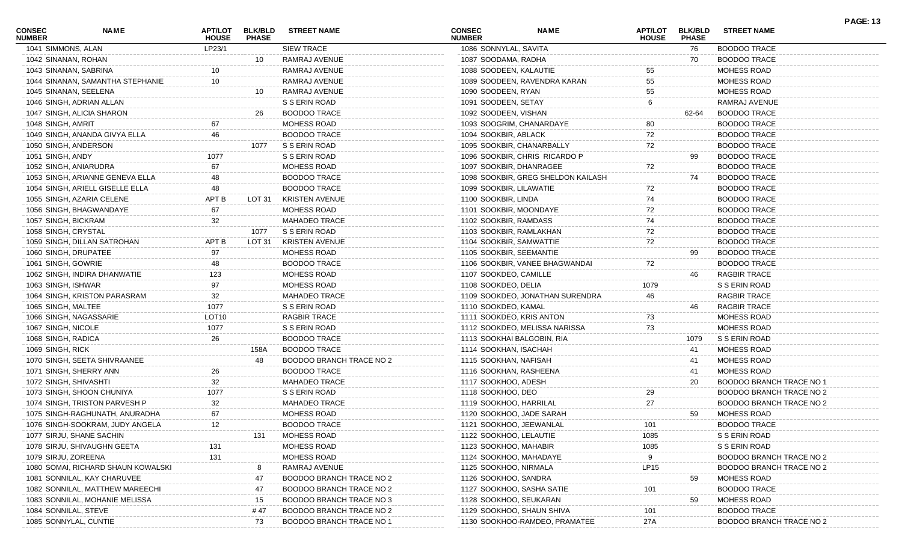| CONSEC NUMBER | NAME | APT/LOT HOUSE | BLK/BLD PHASE | STREET NAME |
|---|---|---|---|---|
| 1041 | SIMMONS, ALAN | LP23/1 | | SIEW TRACE |
| 1042 | SINANAN, ROHAN | | 10 | RAMRAJ AVENUE |
| 1043 | SINANAN, SABRINA | 10 | | RAMRAJ AVENUE |
| 1044 | SINANAN, SAMANTHA STEPHANIE | 10 | | RAMRAJ AVENUE |
| 1045 | SINANAN, SEELENA | | 10 | RAMRAJ AVENUE |
| 1046 | SINGH, ADRIAN ALLAN | | | S S ERIN ROAD |
| 1047 | SINGH, ALICIA SHARON | | 26 | BOODOO TRACE |
| 1048 | SINGH, AMRIT | 67 | | MOHESS ROAD |
| 1049 | SINGH, ANANDA GIVYA ELLA | 46 | | BOODOO TRACE |
| 1050 | SINGH, ANDERSON | | 1077 | S S ERIN ROAD |
| 1051 | SINGH, ANDY | 1077 | | S S ERIN ROAD |
| 1052 | SINGH, ANIARUDRA | 67 | | MOHESS ROAD |
| 1053 | SINGH, ARIANNE GENEVA ELLA | 48 | | BOODOO TRACE |
| 1054 | SINGH, ARIELL GISELLE ELLA | 48 | | BOODOO TRACE |
| 1055 | SINGH, AZARIA CELENE | APT B | LOT 31 | KRISTEN AVENUE |
| 1056 | SINGH, BHAGWANDAYE | 67 | | MOHESS ROAD |
| 1057 | SINGH, BICKRAM | 32 | | MAHADEO TRACE |
| 1058 | SINGH, CRYSTAL | | 1077 | S S ERIN ROAD |
| 1059 | SINGH, DILLAN SATROHAN | APT B | LOT 31 | KRISTEN AVENUE |
| 1060 | SINGH, DRUPATEE | 97 | | MOHESS ROAD |
| 1061 | SINGH, GOWRIE | 48 | | BOODOO TRACE |
| 1062 | SINGH, INDIRA DHANWATIE | 123 | | MOHESS ROAD |
| 1063 | SINGH, ISHWAR | 97 | | MOHESS ROAD |
| 1064 | SINGH, KRISTON PARASRAM | 32 | | MAHADEO TRACE |
| 1065 | SINGH, MALTEE | 1077 | | S S ERIN ROAD |
| 1066 | SINGH, NAGASSARIE | LOT10 | | RAGBIR TRACE |
| 1067 | SINGH, NICOLE | 1077 | | S S ERIN ROAD |
| 1068 | SINGH, RADICA | 26 | | BOODOO TRACE |
| 1069 | SINGH, RICK | | 158A | BOODOO TRACE |
| 1070 | SINGH, SEETA SHIVRAANEE | | 48 | BOODOO BRANCH TRACE NO 2 |
| 1071 | SINGH, SHERRY ANN | 26 | | BOODOO TRACE |
| 1072 | SINGH, SHIVASHTI | 32 | | MAHADEO TRACE |
| 1073 | SINGH, SHOON CHUNIYA | 1077 | | S S ERIN ROAD |
| 1074 | SINGH, TRISTON PARVESH P | 32 | | MAHADEO TRACE |
| 1075 | SINGH-RAGHUNATH, ANURADHA | 67 | | MOHESS ROAD |
| 1076 | SINGH-SOOKRAM, JUDY ANGELA | 12 | | BOODOO TRACE |
| 1077 | SIRJU, SHANE SACHIN | | 131 | MOHESS ROAD |
| 1078 | SIRJU, SHIVAUGHN GEETA | 131 | | MOHESS ROAD |
| 1079 | SIRJU, ZOREENA | 131 | | MOHESS ROAD |
| 1080 | SOMAI, RICHARD SHAUN KOWALSKI | | 8 | RAMRAJ AVENUE |
| 1081 | SONNILAL, KAY CHARUVEE | | 47 | BOODOO BRANCH TRACE NO 2 |
| 1082 | SONNILAL, MATTHEW MAREECHI | | 47 | BOODOO BRANCH TRACE NO 2 |
| 1083 | SONNILAL, MOHANIE MELISSA | | 15 | BOODOO BRANCH TRACE NO 3 |
| 1084 | SONNILAL, STEVE | | # 47 | BOODOO BRANCH TRACE NO 2 |
| 1085 | SONNYLAL, CUNTIE | | 73 | BOODOO BRANCH TRACE NO 1 |
| 1086 | SONNYLAL, SAVITA | | 76 | BOODOO TRACE |
| 1087 | SOODAMA, RADHA | | 70 | BOODOO TRACE |
| 1088 | SOODEEN, KALAUTIE | 55 | | MOHESS ROAD |
| 1089 | SOODEEN, RAVENDRA KARAN | 55 | | MOHESS ROAD |
| 1090 | SOODEEN, RYAN | 55 | | MOHESS ROAD |
| 1091 | SOODEEN, SETAY | 6 | | RAMRAJ AVENUE |
| 1092 | SOODEEN, VISHAN | | 62-64 | BOODOO TRACE |
| 1093 | SOOGRIM, CHANARDAYE | 80 | | BOODOO TRACE |
| 1094 | SOOKBIR, ABLACK | 72 | | BOODOO TRACE |
| 1095 | SOOKBIR, CHANARBALLY | 72 | | BOODOO TRACE |
| 1096 | SOOKBIR, CHRIS RICARDO P | | 99 | BOODOO TRACE |
| 1097 | SOOKBIR, DHANRAGEE | 72 | | BOODOO TRACE |
| 1098 | SOOKBIR, GREG SHELDON KAILASH | | 74 | BOODOO TRACE |
| 1099 | SOOKBIR, LILAWATIE | 72 | | BOODOO TRACE |
| 1100 | SOOKBIR, LINDA | 74 | | BOODOO TRACE |
| 1101 | SOOKBIR, MOONDAYE | 72 | | BOODOO TRACE |
| 1102 | SOOKBIR, RAMDASS | 74 | | BOODOO TRACE |
| 1103 | SOOKBIR, RAMLAKHAN | 72 | | BOODOO TRACE |
| 1104 | SOOKBIR, SAMWATTIE | 72 | | BOODOO TRACE |
| 1105 | SOOKBIR, SEEMANTIE | | 99 | BOODOO TRACE |
| 1106 | SOOKBIR, VANEE BHAGWANDAI | 72 | | BOODOO TRACE |
| 1107 | SOOKDEO, CAMILLE | | 46 | RAGBIR TRACE |
| 1108 | SOOKDEO, DELIA | 1079 | | S S ERIN ROAD |
| 1109 | SOOKDEO, JONATHAN SURENDRA | 46 | | RAGBIR TRACE |
| 1110 | SOOKDEO, KAMAL | | 46 | RAGBIR TRACE |
| 1111 | SOOKDEO, KRIS ANTON | 73 | | MOHESS ROAD |
| 1112 | SOOKDEO, MELISSA NARISSA | 73 | | MOHESS ROAD |
| 1113 | SOOKHAI BALGOBIN, RIA | | 1079 | S S ERIN ROAD |
| 1114 | SOOKHAN, ISACHAH | | 41 | MOHESS ROAD |
| 1115 | SOOKHAN, NAFISAH | | 41 | MOHESS ROAD |
| 1116 | SOOKHAN, RASHEENA | | 41 | MOHESS ROAD |
| 1117 | SOOKHOO, ADESH | | 20 | BOODOO BRANCH TRACE NO 1 |
| 1118 | SOOKHOO, DEO | 29 | | BOODOO BRANCH TRACE NO 2 |
| 1119 | SOOKHOO, HARRILAL | 27 | | BOODOO BRANCH TRACE NO 2 |
| 1120 | SOOKHOO, JADE SARAH | | 59 | MOHESS ROAD |
| 1121 | SOOKHOO, JEEWANLAL | 101 | | BOODOO TRACE |
| 1122 | SOOKHOO, LELAUTIE | 1085 | | S S ERIN ROAD |
| 1123 | SOOKHOO, MAHABIR | 1085 | | S S ERIN ROAD |
| 1124 | SOOKHOO, MAHADAYE | 9 | | BOODOO BRANCH TRACE NO 2 |
| 1125 | SOOKHOO, NIRMALA | LP15 | | BOODOO BRANCH TRACE NO 2 |
| 1126 | SOOKHOO, SANDRA | | 59 | MOHESS ROAD |
| 1127 | SOOKHOO, SASHA SATIE | 101 | | BOODOO TRACE |
| 1128 | SOOKHOO, SEUKARAN | | 59 | MOHESS ROAD |
| 1129 | SOOKHOO, SHAUN SHIVA | 101 | | BOODOO TRACE |
| 1130 | SOOKHOO-RAMDEO, PRAMATEE | 27A | | BOODOO BRANCH TRACE NO 2 |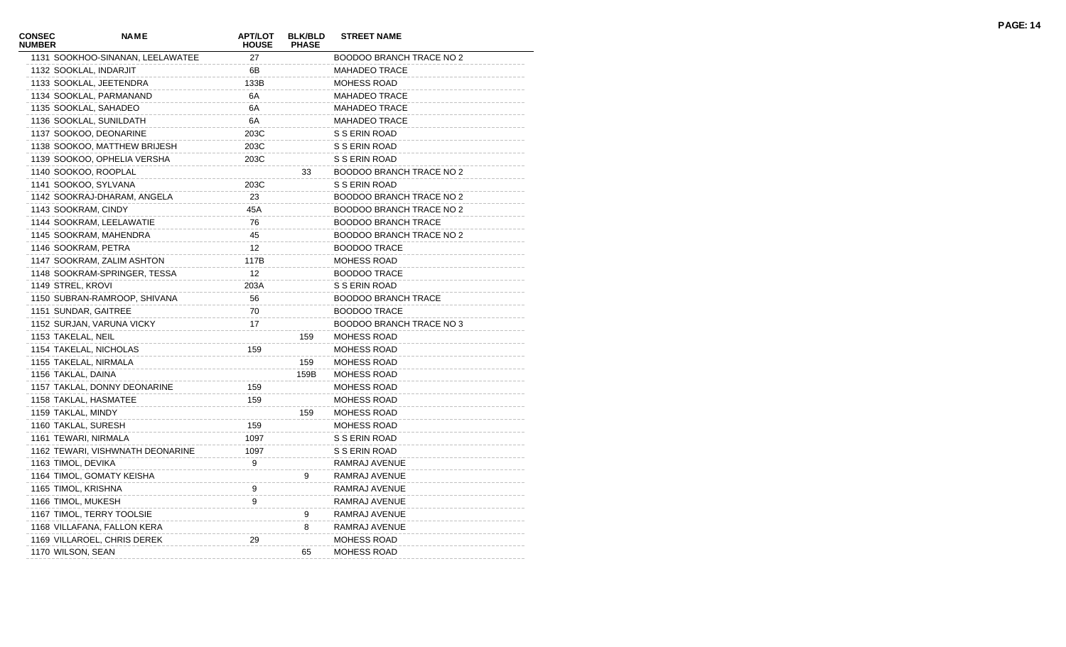| CONSEC NUMBER | NAME | APT/LOT HOUSE | BLK/BLD PHASE | STREET NAME |
|---|---|---|---|---|
| 1131 | SOOKHOO-SINANAN, LEELAWATEE | 27 | | BOODOO BRANCH TRACE NO 2 |
| 1132 | SOOKLAL, INDARJIT | 6B | | MAHADEO TRACE |
| 1133 | SOOKLAL, JEETENDRA | 133B | | MOHESS ROAD |
| 1134 | SOOKLAL, PARMANAND | 6A | | MAHADEO TRACE |
| 1135 | SOOKLAL, SAHADEO | 6A | | MAHADEO TRACE |
| 1136 | SOOKLAL, SUNILDATH | 6A | | MAHADEO TRACE |
| 1137 | SOOKOO, DEONARINE | 203C | | S S ERIN ROAD |
| 1138 | SOOKOO, MATTHEW BRIJESH | 203C | | S S ERIN ROAD |
| 1139 | SOOKOO, OPHELIA VERSHA | 203C | | S S ERIN ROAD |
| 1140 | SOOKOO, ROOPLAL | | 33 | BOODOO BRANCH TRACE NO 2 |
| 1141 | SOOKOO, SYLVANA | 203C | | S S ERIN ROAD |
| 1142 | SOOKRAJ-DHARAM, ANGELA | 23 | | BOODOO BRANCH TRACE NO 2 |
| 1143 | SOOKRAM, CINDY | 45A | | BOODOO BRANCH TRACE NO 2 |
| 1144 | SOOKRAM, LEELAWATIE | 76 | | BOODOO BRANCH TRACE |
| 1145 | SOOKRAM, MAHENDRA | 45 | | BOODOO BRANCH TRACE NO 2 |
| 1146 | SOOKRAM, PETRA | 12 | | BOODOO TRACE |
| 1147 | SOOKRAM, ZALIM ASHTON | 117B | | MOHESS ROAD |
| 1148 | SOOKRAM-SPRINGER, TESSA | 12 | | BOODOO TRACE |
| 1149 | STREL, KROVI | 203A | | S S ERIN ROAD |
| 1150 | SUBRAN-RAMROOP, SHIVANA | 56 | | BOODOO BRANCH TRACE |
| 1151 | SUNDAR, GAITREE | 70 | | BOODOO TRACE |
| 1152 | SURJAN, VARUNA VICKY | 17 | | BOODOO BRANCH TRACE NO 3 |
| 1153 | TAKELAL, NEIL | | 159 | MOHESS ROAD |
| 1154 | TAKELAL, NICHOLAS | 159 | | MOHESS ROAD |
| 1155 | TAKELAL, NIRMALA | | 159 | MOHESS ROAD |
| 1156 | TAKLAL, DAINA | | 159B | MOHESS ROAD |
| 1157 | TAKLAL, DONNY DEONARINE | 159 | | MOHESS ROAD |
| 1158 | TAKLAL, HASMATEE | 159 | | MOHESS ROAD |
| 1159 | TAKLAL, MINDY | | 159 | MOHESS ROAD |
| 1160 | TAKLAL, SURESH | 159 | | MOHESS ROAD |
| 1161 | TEWARI, NIRMALA | 1097 | | S S ERIN ROAD |
| 1162 | TEWARI, VISHWNATH DEONARINE | 1097 | | S S ERIN ROAD |
| 1163 | TIMOL, DEVIKA | 9 | | RAMRAJ AVENUE |
| 1164 | TIMOL, GOMATY KEISHA | | 9 | RAMRAJ AVENUE |
| 1165 | TIMOL, KRISHNA | 9 | | RAMRAJ AVENUE |
| 1166 | TIMOL, MUKESH | 9 | | RAMRAJ AVENUE |
| 1167 | TIMOL, TERRY TOOLSIE | | 9 | RAMRAJ AVENUE |
| 1168 | VILLAFANA, FALLON KERA | | 8 | RAMRAJ AVENUE |
| 1169 | VILLAROEL, CHRIS DEREK | 29 | | MOHESS ROAD |
| 1170 | WILSON, SEAN | | 65 | MOHESS ROAD |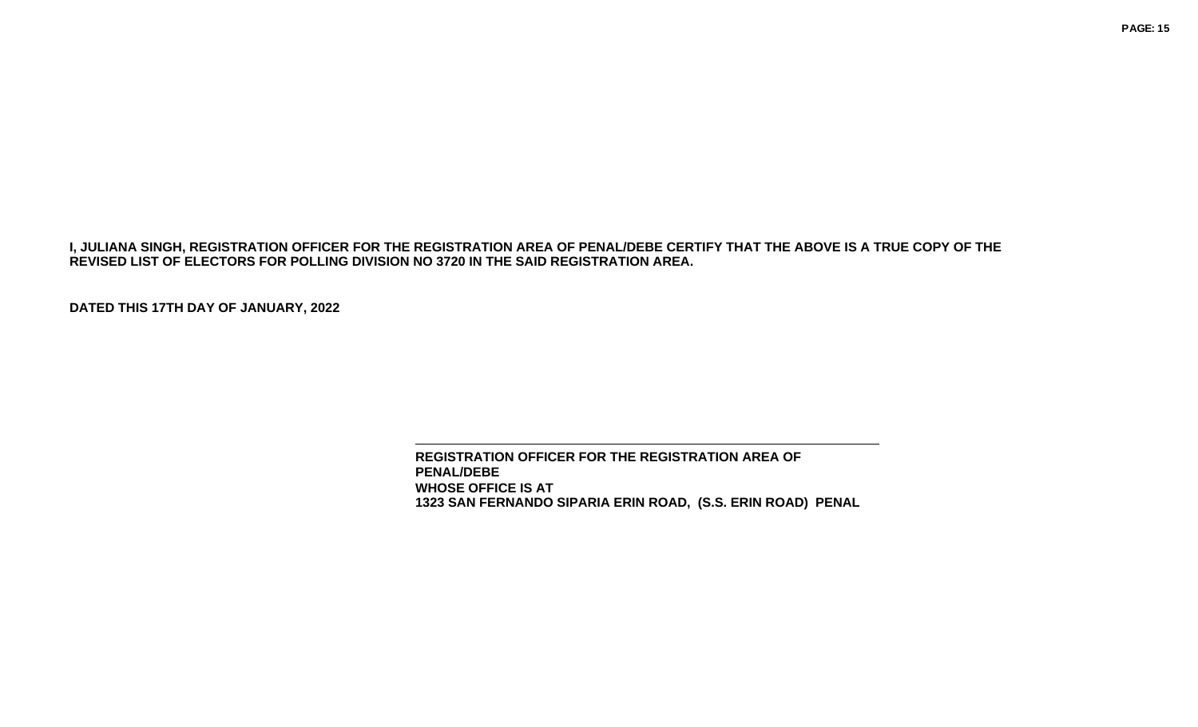**I, JULIANA SINGH, REGISTRATION OFFICER FOR THE REGISTRATION AREA OF PENAL/DEBE CERTIFY THAT THE ABOVE IS A TRUE COPY OF THE REVISED LIST OF ELECTORS FOR POLLING DIVISION NO 3720 IN THE SAID REGISTRATION AREA.**

**DATED THIS 17TH DAY OF JANUARY, 2022**

---

**REGISTRATION OFFICER FOR THE REGISTRATION AREA OF PENAL/DEBE**
**WHOSE OFFICE IS AT**
**1323 SAN FERNANDO SIPARIA ERIN ROAD, (S.S. ERIN ROAD) PENAL**